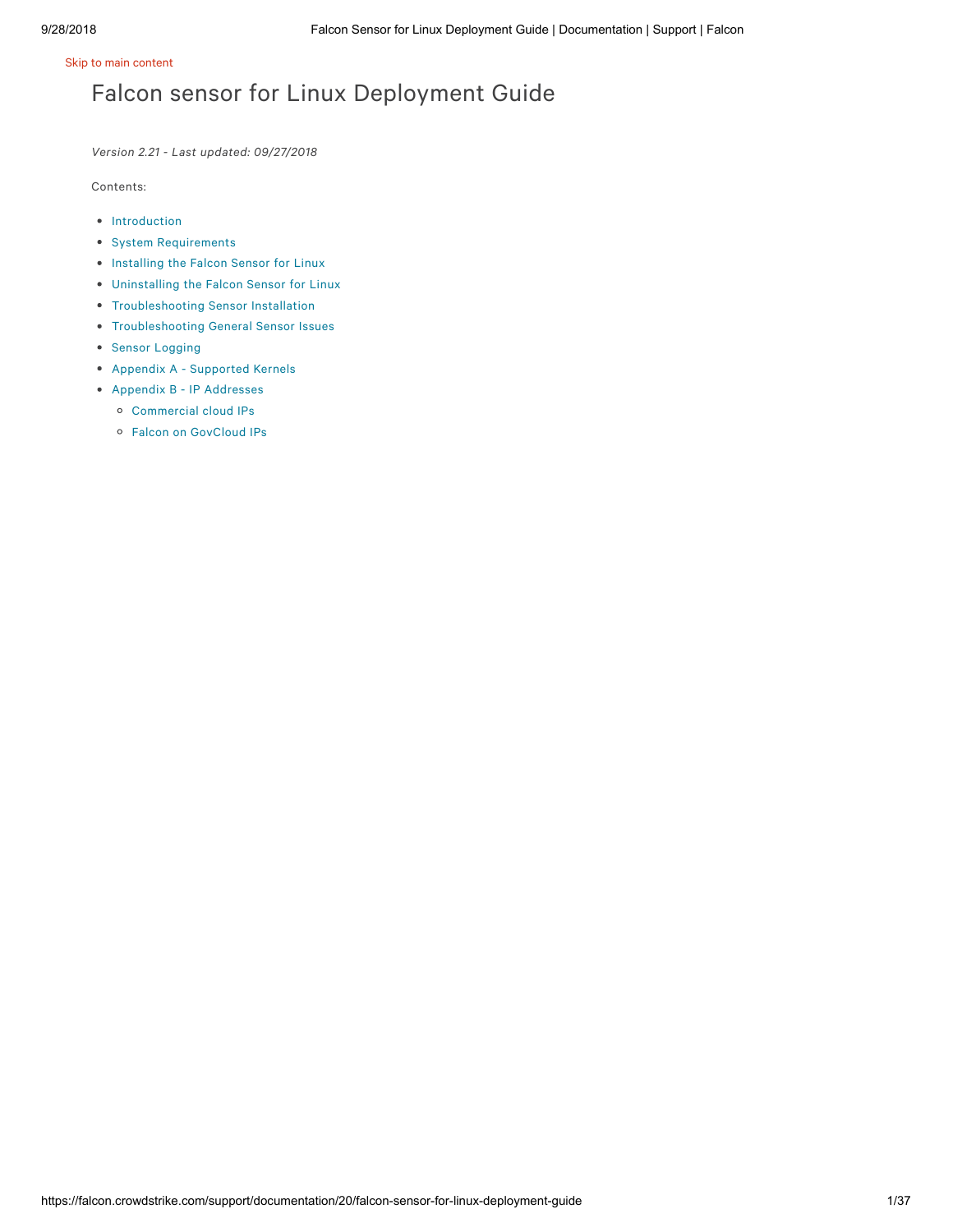Skip to main content

# Falcon sensor for Linux Deployment Guide

*Version 2.21 - Last updated: 09/27/2018*

Contents:

- Introduction
- System Requirements
- Installing the Falcon Sensor for Linux
- Uninstalling the Falcon Sensor for Linux
- Troubleshooting Sensor Installation
- Troubleshooting General Sensor Issues
- Sensor Logging
- Appendix A - Supported Kernels
- Appendix B - IP Addresses
  - Commercial cloud IPs
  - Falcon on GovCloud IPs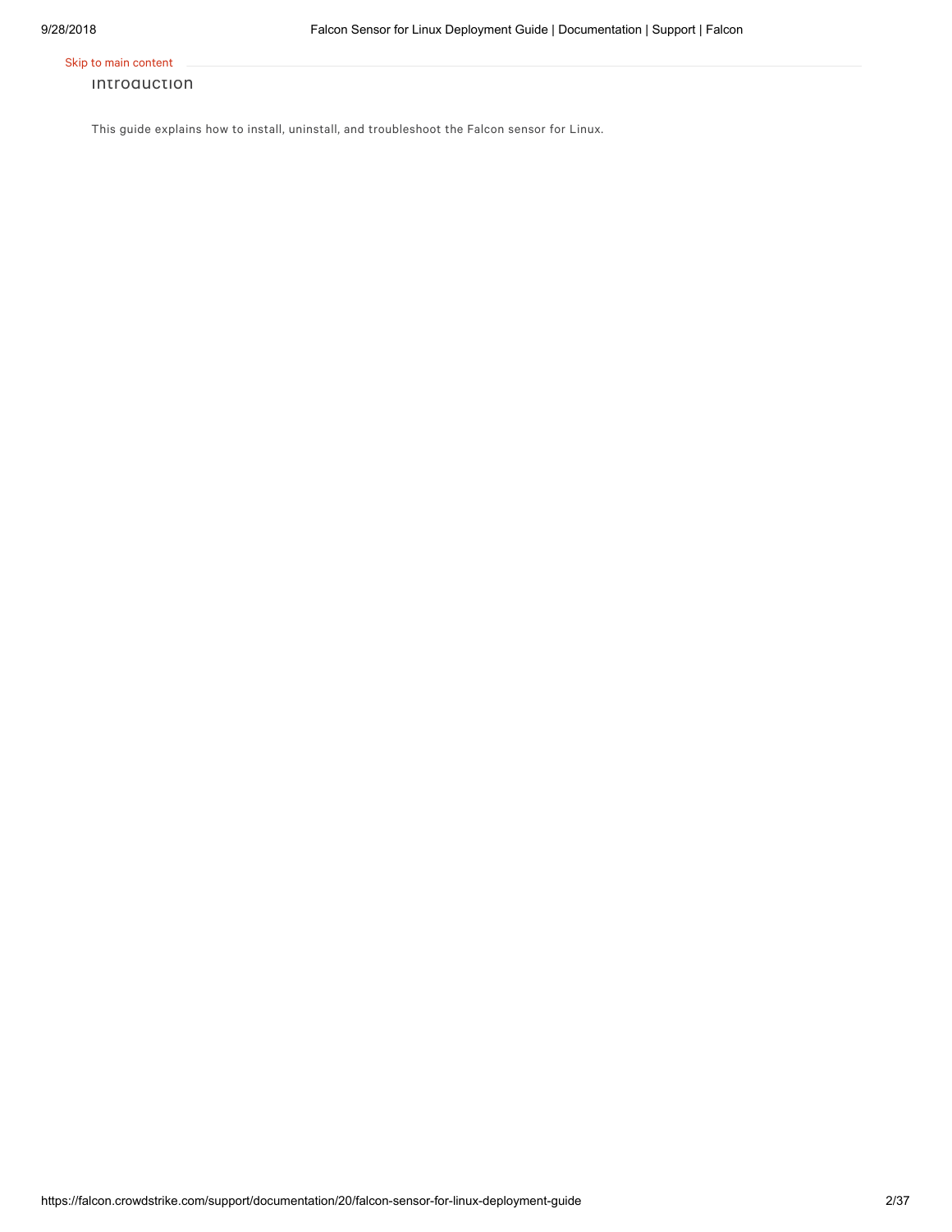Skip to main content

## Introduction

This guide explains how to install, uninstall, and troubleshoot the Falcon sensor for Linux.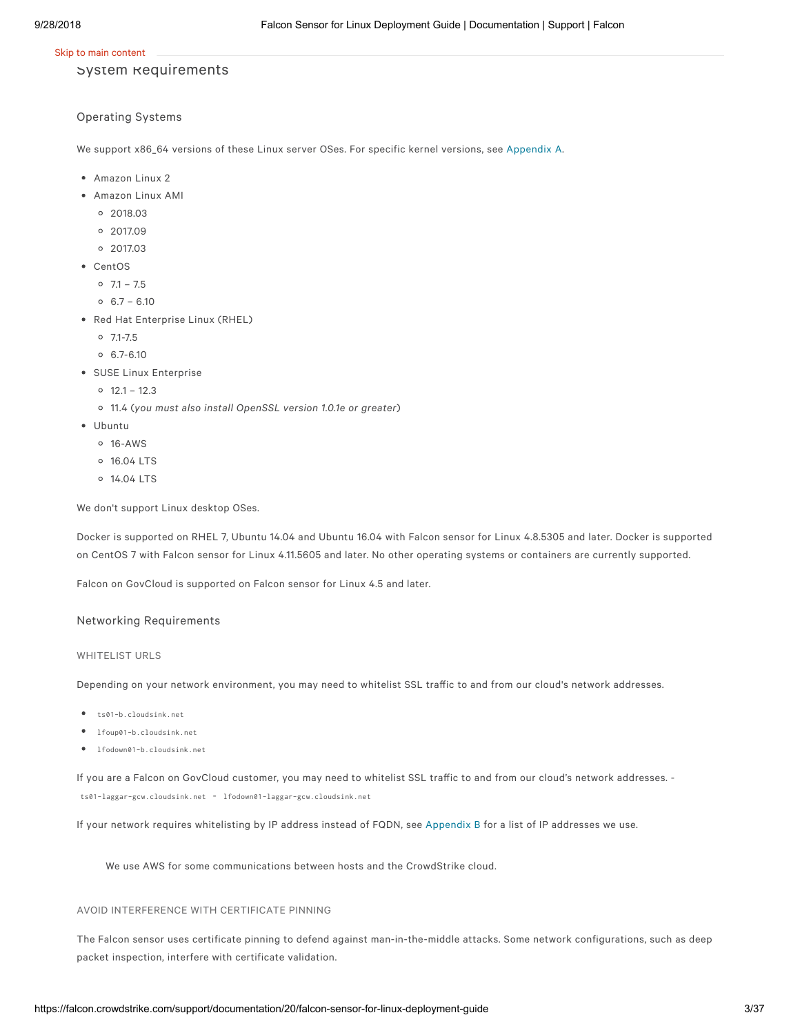Skip to main content

## System Requirements

### Operating Systems

We support x86_64 versions of these Linux server OSes. For specific kernel versions, see Appendix A.

- Amazon Linux 2
- Amazon Linux AMI
  - 2018.03
  - 2017.09
  - 2017.03
- CentOS
  - 7.1 – 7.5
  - 6.7 – 6.10
- Red Hat Enterprise Linux (RHEL)
  - 7.1-7.5
  - 6.7-6.10
- SUSE Linux Enterprise
  - 12.1 – 12.3
  - 11.4 (*you must also install OpenSSL version 1.0.1e or greater*)
- Ubuntu
  - 16-AWS
  - 16.04 LTS
  - 14.04 LTS

We don't support Linux desktop OSes.

Docker is supported on RHEL 7, Ubuntu 14.04 and Ubuntu 16.04 with Falcon sensor for Linux 4.8.5305 and later. Docker is supported on CentOS 7 with Falcon sensor for Linux 4.11.5605 and later. No other operating systems or containers are currently supported.

Falcon on GovCloud is supported on Falcon sensor for Linux 4.5 and later.

### Networking Requirements

#### WHITELIST URLS

Depending on your network environment, you may need to whitelist SSL traffic to and from our cloud's network addresses.

- `ts01-b.cloudsink.net`
- `lfoup01-b.cloudsink.net`
- `lfodown01-b.cloudsink.net`

If you are a Falcon on GovCloud customer, you may need to whitelist SSL traffic to and from our cloud's network addresses. - `ts01-laggar-gcw.cloudsink.net` - `lfodown01-laggar-gcw.cloudsink.net`

If your network requires whitelisting by IP address instead of FQDN, see Appendix B for a list of IP addresses we use.

> We use AWS for some communications between hosts and the CrowdStrike cloud.

#### AVOID INTERFERENCE WITH CERTIFICATE PINNING

The Falcon sensor uses certificate pinning to defend against man-in-the-middle attacks. Some network configurations, such as deep packet inspection, interfere with certificate validation.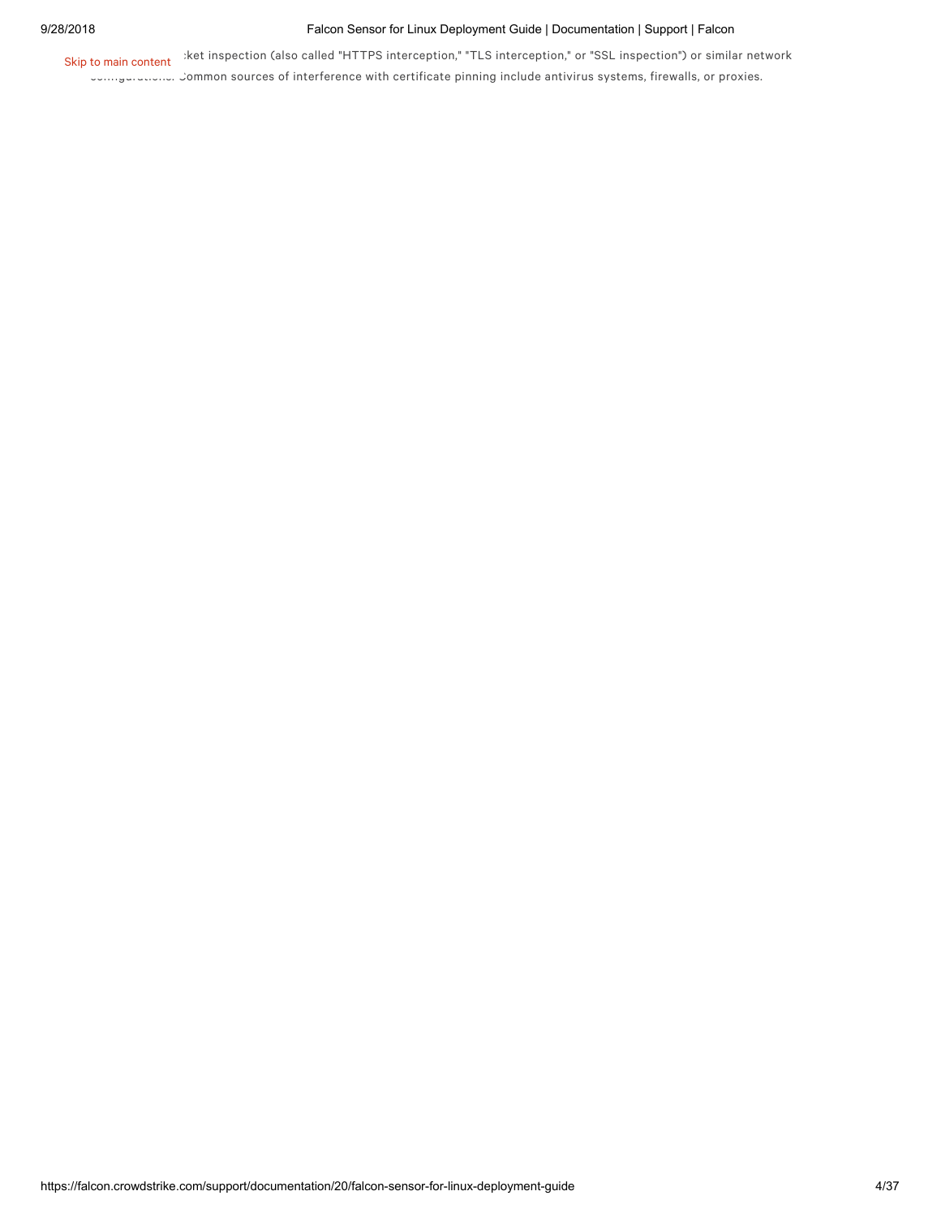...ket inspection (also called "HTTPS interception," "TLS interception," or "SSL inspection") or similar network configurations. Common sources of interference with certificate pinning include antivirus systems, firewalls, or proxies.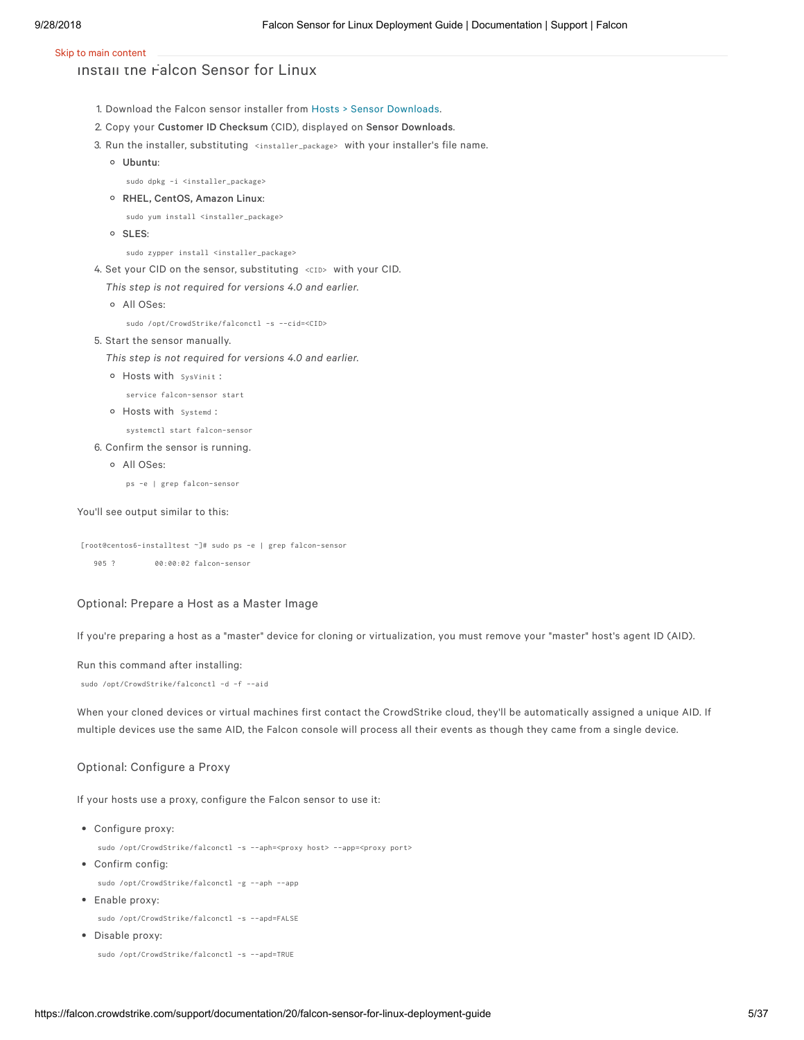Skip to main content

## Install the Falcon Sensor for Linux

1. Download the Falcon sensor installer from Hosts > Sensor Downloads.
2. Copy your **Customer ID Checksum** (CID), displayed on **Sensor Downloads**.
3. Run the installer, substituting `<installer_package>` with your installer's file name.
   - **Ubuntu**:
     ```
     sudo dpkg -i <installer_package>
     ```
   - **RHEL, CentOS, Amazon Linux**:
     ```
     sudo yum install <installer_package>
     ```
   - **SLES**:
     ```
     sudo zypper install <installer_package>
     ```
4. Set your CID on the sensor, substituting `<CID>` with your CID.

   *This step is not required for versions 4.0 and earlier.*
   - All OSes:
     ```
     sudo /opt/CrowdStrike/falconctl -s --cid=<CID>
     ```
5. Start the sensor manually.

   *This step is not required for versions 4.0 and earlier.*
   - Hosts with `SysVinit`:
     ```
     service falcon-sensor start
     ```
   - Hosts with `Systemd`:
     ```
     systemctl start falcon-sensor
     ```
6. Confirm the sensor is running.
   - All OSes:
     ```
     ps -e | grep falcon-sensor
     ```

You'll see output similar to this:

```
[root@centos6-installtest ~]# sudo ps -e | grep falcon-sensor
   905 ?        00:00:02 falcon-sensor
```

### Optional: Prepare a Host as a Master Image

If you're preparing a host as a "master" device for cloning or virtualization, you must remove your "master" host's agent ID (AID).

Run this command after installing:

```
sudo /opt/CrowdStrike/falconctl -d -f --aid
```

When your cloned devices or virtual machines first contact the CrowdStrike cloud, they'll be automatically assigned a unique AID. If multiple devices use the same AID, the Falcon console will process all their events as though they came from a single device.

### Optional: Configure a Proxy

If your hosts use a proxy, configure the Falcon sensor to use it:

- Configure proxy:
  ```
  sudo /opt/CrowdStrike/falconctl -s --aph=<proxy host> --app=<proxy port>
  ```
- Confirm config:
  ```
  sudo /opt/CrowdStrike/falconctl -g --aph --app
  ```
- Enable proxy:
  ```
  sudo /opt/CrowdStrike/falconctl -s --apd=FALSE
  ```
- Disable proxy:
  ```
  sudo /opt/CrowdStrike/falconctl -s --apd=TRUE
  ```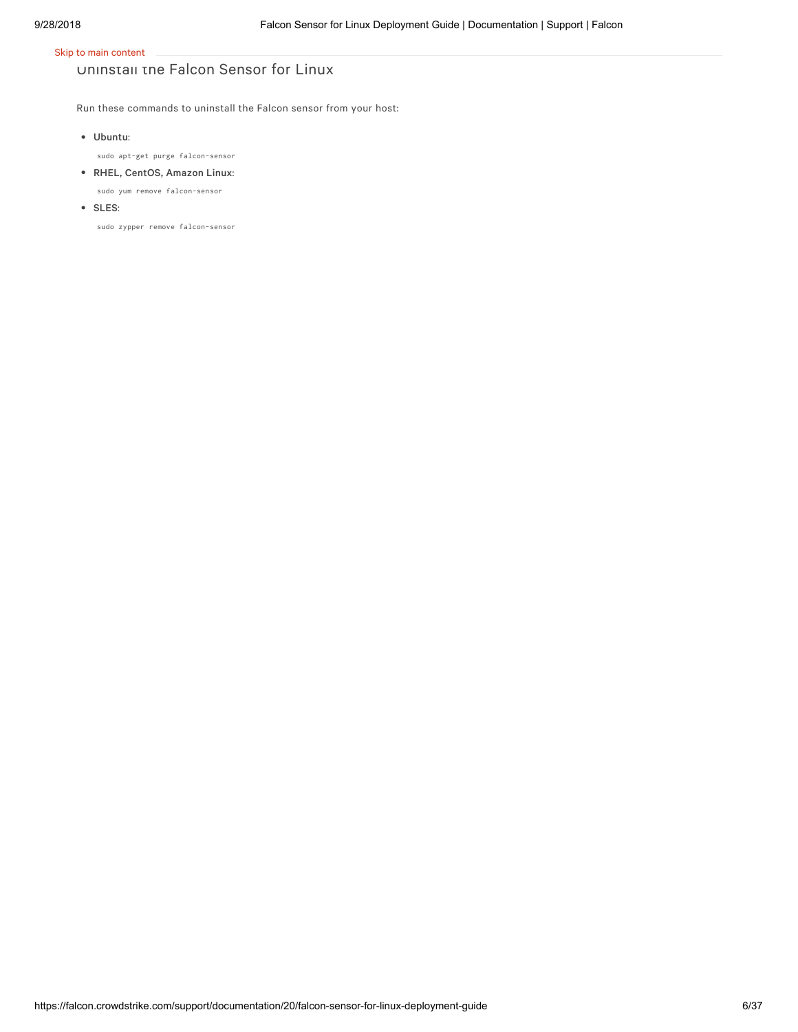## Uninstall the Falcon Sensor for Linux

Run these commands to uninstall the Falcon sensor from your host:

- **Ubuntu**:

  ```
  sudo apt-get purge falcon-sensor
  ```

- **RHEL, CentOS, Amazon Linux**:

  ```
  sudo yum remove falcon-sensor
  ```

- **SLES**:

  ```
  sudo zypper remove falcon-sensor
  ```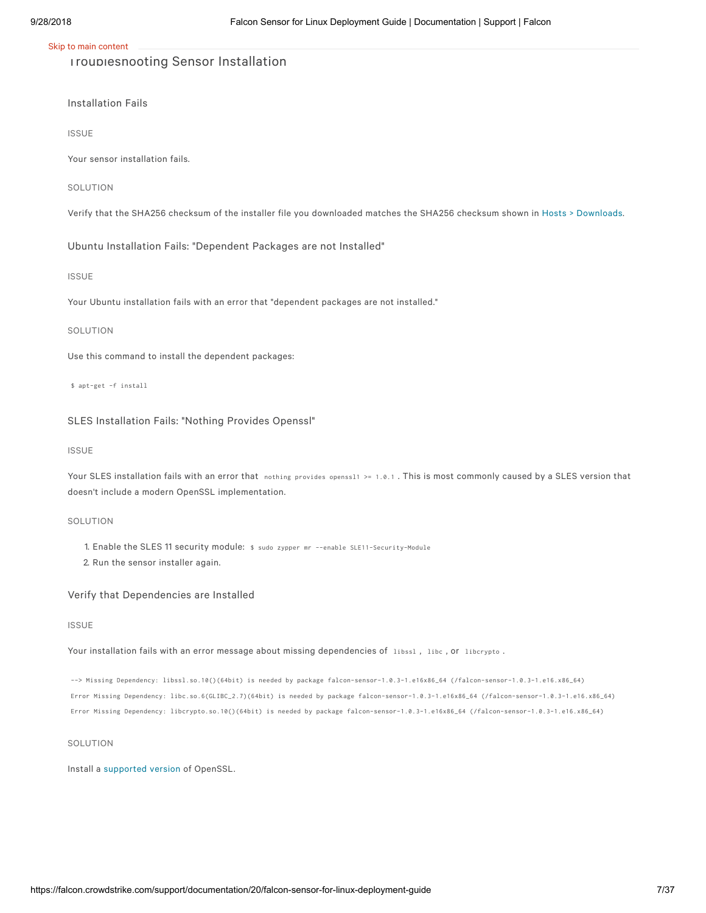## Troubleshooting Sensor Installation

### Installation Fails

ISSUE

Your sensor installation fails.

SOLUTION

Verify that the SHA256 checksum of the installer file you downloaded matches the SHA256 checksum shown in Hosts > Downloads.

### Ubuntu Installation Fails: "Dependent Packages are not Installed"

ISSUE

Your Ubuntu installation fails with an error that "dependent packages are not installed."

SOLUTION

Use this command to install the dependent packages:

```
$ apt-get -f install
```

### SLES Installation Fails: "Nothing Provides Openssl"

ISSUE

Your SLES installation fails with an error that `nothing provides openssl1 >= 1.0.1`. This is most commonly caused by a SLES version that doesn't include a modern OpenSSL implementation.

SOLUTION

1. Enable the SLES 11 security module: `$ sudo zypper mr --enable SLE11-Security-Module`
2. Run the sensor installer again.

### Verify that Dependencies are Installed

ISSUE

Your installation fails with an error message about missing dependencies of `libssl`, `libc`, or `libcrypto`.

```
--> Missing Dependency: libssl.so.10()(64bit) is needed by package falcon-sensor-1.0.3-1.el6x86_64 (/falcon-sensor-1.0.3-1.el6.x86_64)
Error Missing Dependency: libc.so.6(GLIBC_2.7)(64bit) is needed by package falcon-sensor-1.0.3-1.el6x86_64 (/falcon-sensor-1.0.3-1.el6.x86_64)
Error Missing Dependency: libcrypto.so.10()(64bit) is needed by package falcon-sensor-1.0.3-1.el6x86_64 (/falcon-sensor-1.0.3-1.el6.x86_64)
```

SOLUTION

Install a supported version of OpenSSL.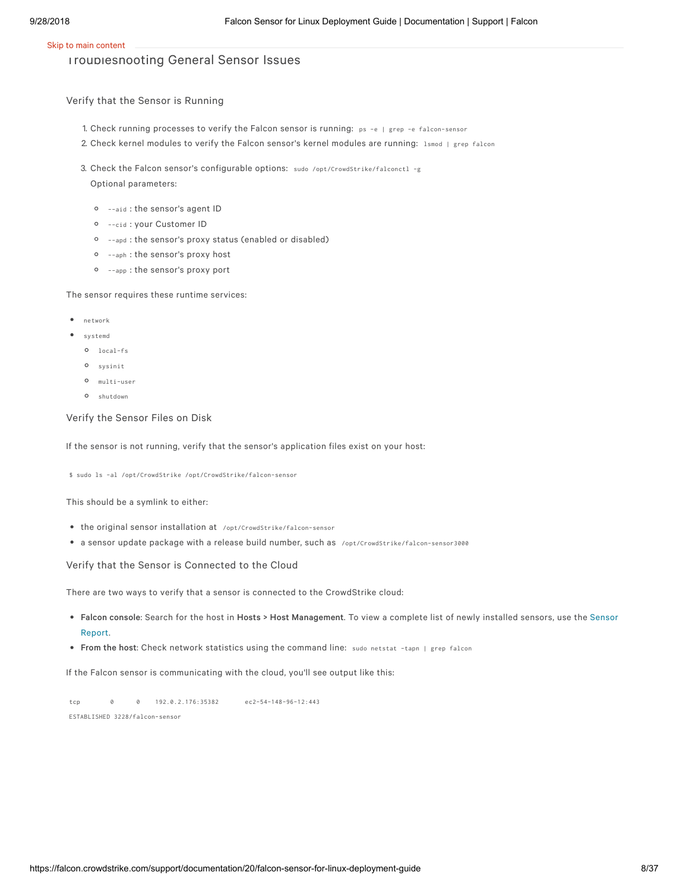## Troubleshooting General Sensor Issues

### Verify that the Sensor is Running

1. Check running processes to verify the Falcon sensor is running: `ps -e | grep -e falcon-sensor`
2. Check kernel modules to verify the Falcon sensor's kernel modules are running: `lsmod | grep falcon`
3. Check the Falcon sensor's configurable options: `sudo /opt/CrowdStrike/falconctl -g`

   Optional parameters:

   - `--aid` : the sensor's agent ID
   - `--cid` : your Customer ID
   - `--apd` : the sensor's proxy status (enabled or disabled)
   - `--aph` : the sensor's proxy host
   - `--app` : the sensor's proxy port

The sensor requires these runtime services:

- `network`
- `systemd`
  - `local-fs`
  - `sysinit`
  - `multi-user`
  - `shutdown`

### Verify the Sensor Files on Disk

If the sensor is not running, verify that the sensor's application files exist on your host:

```
$ sudo ls -al /opt/CrowdStrike /opt/CrowdStrike/falcon-sensor
```

This should be a symlink to either:

- the original sensor installation at `/opt/CrowdStrike/falcon-sensor`
- a sensor update package with a release build number, such as `/opt/CrowdStrike/falcon-sensor3000`

### Verify that the Sensor is Connected to the Cloud

There are two ways to verify that a sensor is connected to the CrowdStrike cloud:

- **Falcon console**: Search for the host in **Hosts > Host Management**. To view a complete list of newly installed sensors, use the Sensor Report.
- **From the host**: Check network statistics using the command line: `sudo netstat -tapn | grep falcon`

If the Falcon sensor is communicating with the cloud, you'll see output like this:

```
tcp        0      0    192.0.2.176:35382       ec2-54-148-96-12:443
ESTABLISHED 3228/falcon-sensor
```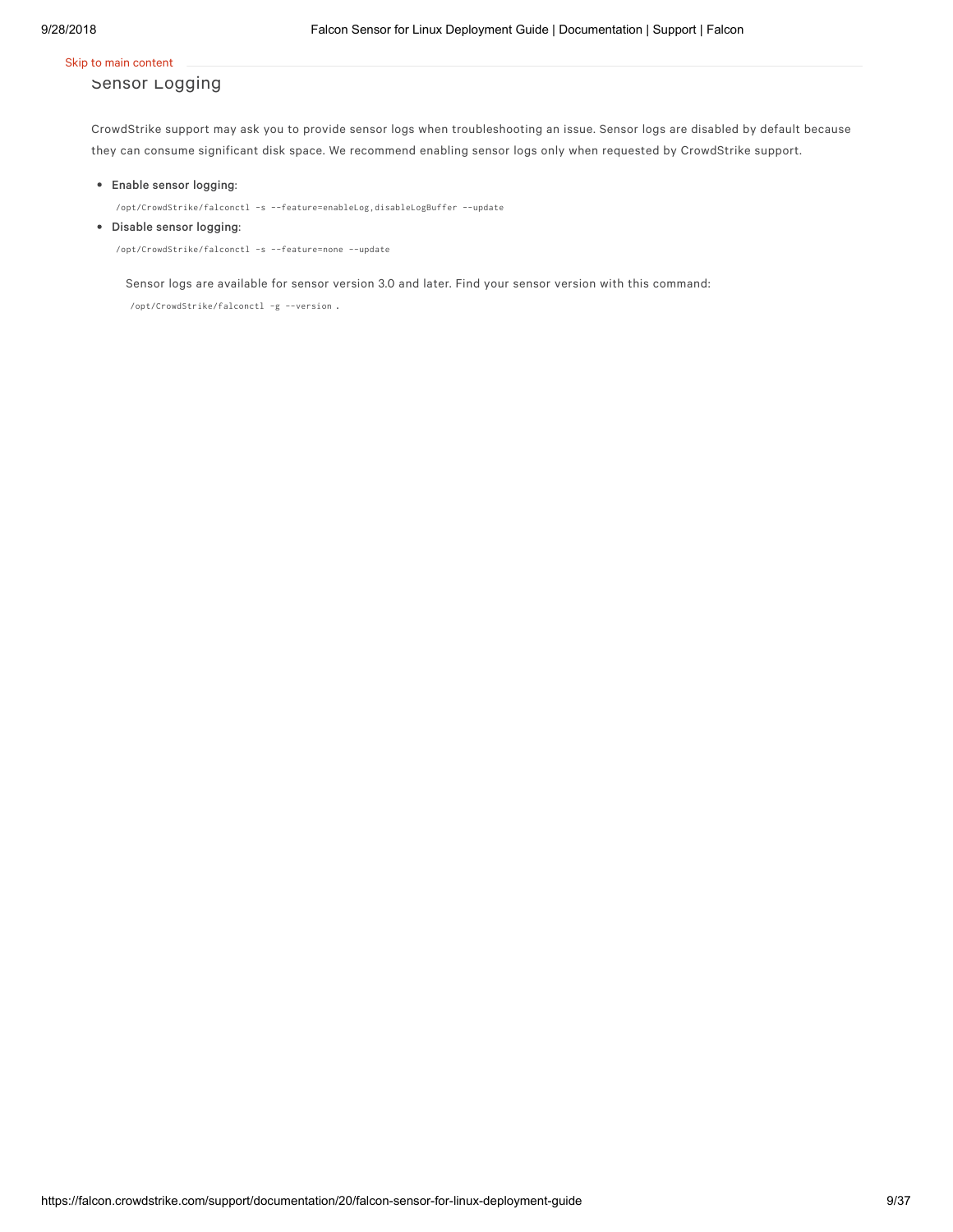### Sensor Logging

CrowdStrike support may ask you to provide sensor logs when troubleshooting an issue. Sensor logs are disabled by default because they can consume significant disk space. We recommend enabling sensor logs only when requested by CrowdStrike support.

- **Enable sensor logging**:

```
/opt/CrowdStrike/falconctl -s --feature=enableLog,disableLogBuffer --update
```

- **Disable sensor logging**:

```
/opt/CrowdStrike/falconctl -s --feature=none --update
```

Sensor logs are available for sensor version 3.0 and later. Find your sensor version with this command: `/opt/CrowdStrike/falconctl -g --version` .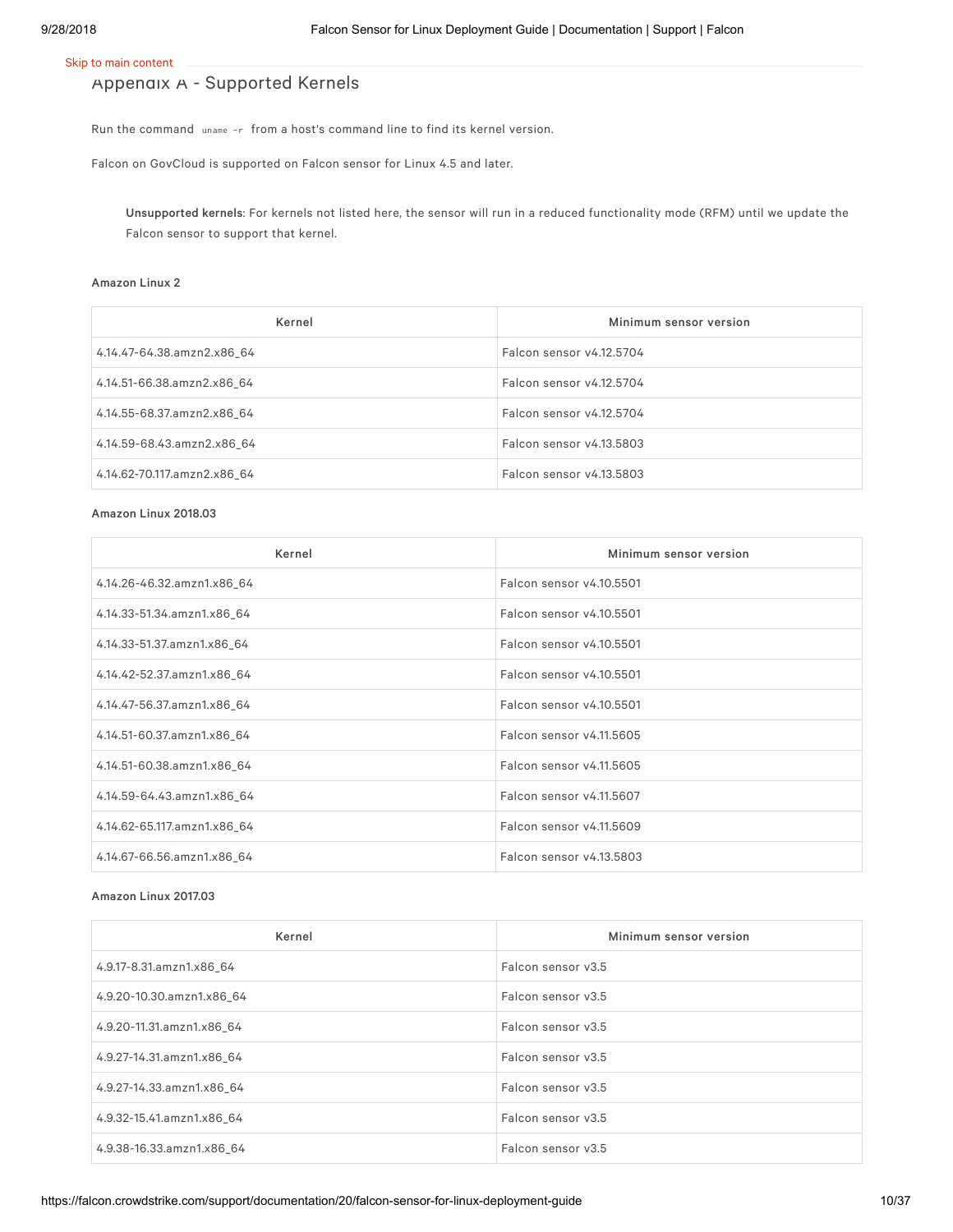## Appendix A - Supported Kernels

Run the command `uname -r` from a host's command line to find its kernel version.

Falcon on GovCloud is supported on Falcon sensor for Linux 4.5 and later.

> **Unsupported kernels**: For kernels not listed here, the sensor will run in a reduced functionality mode (RFM) until we update the Falcon sensor to support that kernel.

**Amazon Linux 2**

| Kernel | Minimum sensor version |
| --- | --- |
| 4.14.47-64.38.amzn2.x86_64 | Falcon sensor v4.12.5704 |
| 4.14.51-66.38.amzn2.x86_64 | Falcon sensor v4.12.5704 |
| 4.14.55-68.37.amzn2.x86_64 | Falcon sensor v4.12.5704 |
| 4.14.59-68.43.amzn2.x86_64 | Falcon sensor v4.13.5803 |
| 4.14.62-70.117.amzn2.x86_64 | Falcon sensor v4.13.5803 |

**Amazon Linux 2018.03**

| Kernel | Minimum sensor version |
| --- | --- |
| 4.14.26-46.32.amzn1.x86_64 | Falcon sensor v4.10.5501 |
| 4.14.33-51.34.amzn1.x86_64 | Falcon sensor v4.10.5501 |
| 4.14.33-51.37.amzn1.x86_64 | Falcon sensor v4.10.5501 |
| 4.14.42-52.37.amzn1.x86_64 | Falcon sensor v4.10.5501 |
| 4.14.47-56.37.amzn1.x86_64 | Falcon sensor v4.10.5501 |
| 4.14.51-60.37.amzn1.x86_64 | Falcon sensor v4.11.5605 |
| 4.14.51-60.38.amzn1.x86_64 | Falcon sensor v4.11.5605 |
| 4.14.59-64.43.amzn1.x86_64 | Falcon sensor v4.11.5607 |
| 4.14.62-65.117.amzn1.x86_64 | Falcon sensor v4.11.5609 |
| 4.14.67-66.56.amzn1.x86_64 | Falcon sensor v4.13.5803 |

**Amazon Linux 2017.03**

| Kernel | Minimum sensor version |
| --- | --- |
| 4.9.17-8.31.amzn1.x86_64 | Falcon sensor v3.5 |
| 4.9.20-10.30.amzn1.x86_64 | Falcon sensor v3.5 |
| 4.9.20-11.31.amzn1.x86_64 | Falcon sensor v3.5 |
| 4.9.27-14.31.amzn1.x86_64 | Falcon sensor v3.5 |
| 4.9.27-14.33.amzn1.x86_64 | Falcon sensor v3.5 |
| 4.9.32-15.41.amzn1.x86_64 | Falcon sensor v3.5 |
| 4.9.38-16.33.amzn1.x86_64 | Falcon sensor v3.5 |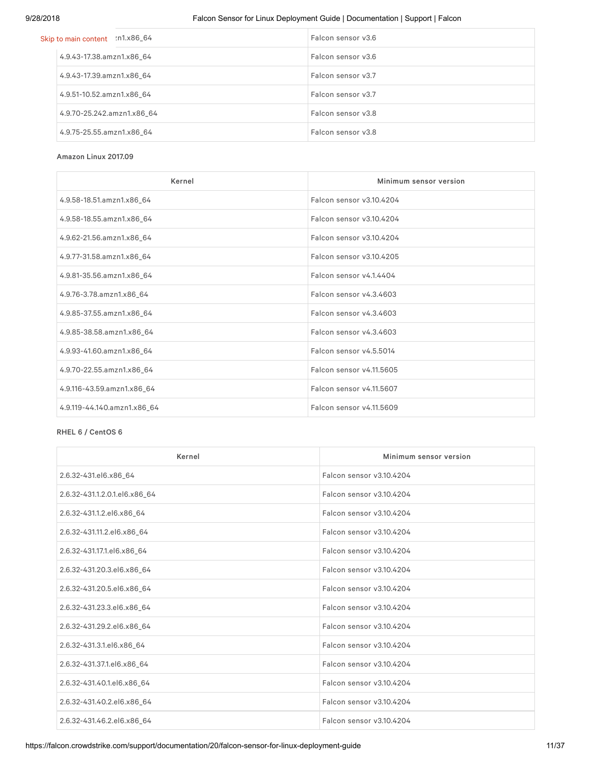| | |
|---|---|
| ...zn1.x86_64 | Falcon sensor v3.6 |
| 4.9.43-17.38.amzn1.x86_64 | Falcon sensor v3.6 |
| 4.9.43-17.39.amzn1.x86_64 | Falcon sensor v3.7 |
| 4.9.51-10.52.amzn1.x86_64 | Falcon sensor v3.7 |
| 4.9.70-25.242.amzn1.x86_64 | Falcon sensor v3.8 |
| 4.9.75-25.55.amzn1.x86_64 | Falcon sensor v3.8 |

**Amazon Linux 2017.09**

| Kernel | Minimum sensor version |
|---|---|
| 4.9.58-18.51.amzn1.x86_64 | Falcon sensor v3.10.4204 |
| 4.9.58-18.55.amzn1.x86_64 | Falcon sensor v3.10.4204 |
| 4.9.62-21.56.amzn1.x86_64 | Falcon sensor v3.10.4204 |
| 4.9.77-31.58.amzn1.x86_64 | Falcon sensor v3.10.4205 |
| 4.9.81-35.56.amzn1.x86_64 | Falcon sensor v4.1.4404 |
| 4.9.76-3.78.amzn1.x86_64 | Falcon sensor v4.3.4603 |
| 4.9.85-37.55.amzn1.x86_64 | Falcon sensor v4.3.4603 |
| 4.9.85-38.58.amzn1.x86_64 | Falcon sensor v4.3.4603 |
| 4.9.93-41.60.amzn1.x86_64 | Falcon sensor v4.5.5014 |
| 4.9.70-22.55.amzn1.x86_64 | Falcon sensor v4.11.5605 |
| 4.9.116-43.59.amzn1.x86_64 | Falcon sensor v4.11.5607 |
| 4.9.119-44.140.amzn1.x86_64 | Falcon sensor v4.11.5609 |

**RHEL 6 / CentOS 6**

| Kernel | Minimum sensor version |
|---|---|
| 2.6.32-431.el6.x86_64 | Falcon sensor v3.10.4204 |
| 2.6.32-431.1.2.0.1.el6.x86_64 | Falcon sensor v3.10.4204 |
| 2.6.32-431.1.2.el6.x86_64 | Falcon sensor v3.10.4204 |
| 2.6.32-431.11.2.el6.x86_64 | Falcon sensor v3.10.4204 |
| 2.6.32-431.17.1.el6.x86_64 | Falcon sensor v3.10.4204 |
| 2.6.32-431.20.3.el6.x86_64 | Falcon sensor v3.10.4204 |
| 2.6.32-431.20.5.el6.x86_64 | Falcon sensor v3.10.4204 |
| 2.6.32-431.23.3.el6.x86_64 | Falcon sensor v3.10.4204 |
| 2.6.32-431.29.2.el6.x86_64 | Falcon sensor v3.10.4204 |
| 2.6.32-431.3.1.el6.x86_64 | Falcon sensor v3.10.4204 |
| 2.6.32-431.37.1.el6.x86_64 | Falcon sensor v3.10.4204 |
| 2.6.32-431.40.1.el6.x86_64 | Falcon sensor v3.10.4204 |
| 2.6.32-431.40.2.el6.x86_64 | Falcon sensor v3.10.4204 |
| 2.6.32-431.46.2.el6.x86_64 | Falcon sensor v3.10.4204 |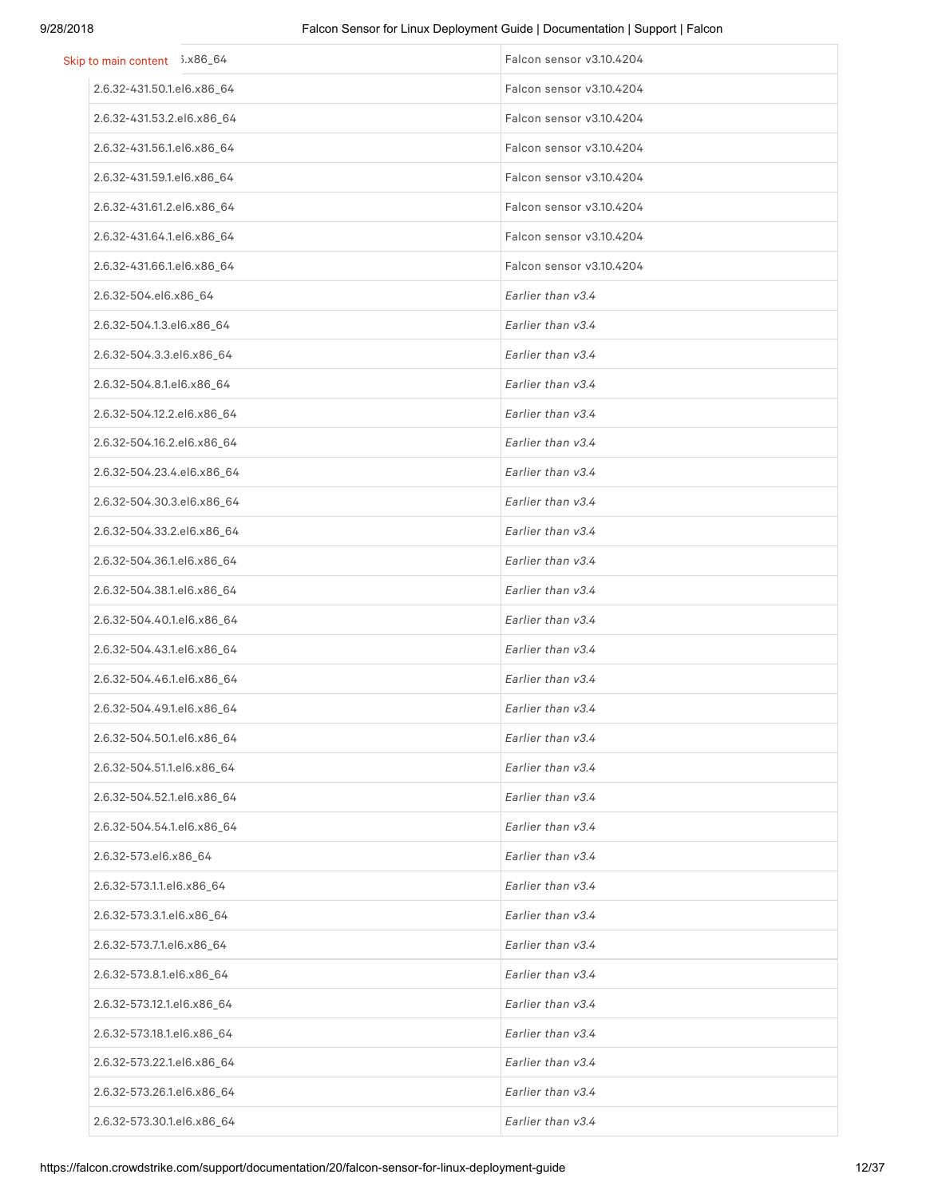| | |
|---|---|
| ...6.x86_64 | Falcon sensor v3.10.4204 |
| 2.6.32-431.50.1.el6.x86_64 | Falcon sensor v3.10.4204 |
| 2.6.32-431.53.2.el6.x86_64 | Falcon sensor v3.10.4204 |
| 2.6.32-431.56.1.el6.x86_64 | Falcon sensor v3.10.4204 |
| 2.6.32-431.59.1.el6.x86_64 | Falcon sensor v3.10.4204 |
| 2.6.32-431.61.2.el6.x86_64 | Falcon sensor v3.10.4204 |
| 2.6.32-431.64.1.el6.x86_64 | Falcon sensor v3.10.4204 |
| 2.6.32-431.66.1.el6.x86_64 | Falcon sensor v3.10.4204 |
| 2.6.32-504.el6.x86_64 | *Earlier than v3.4* |
| 2.6.32-504.1.3.el6.x86_64 | *Earlier than v3.4* |
| 2.6.32-504.3.3.el6.x86_64 | *Earlier than v3.4* |
| 2.6.32-504.8.1.el6.x86_64 | *Earlier than v3.4* |
| 2.6.32-504.12.2.el6.x86_64 | *Earlier than v3.4* |
| 2.6.32-504.16.2.el6.x86_64 | *Earlier than v3.4* |
| 2.6.32-504.23.4.el6.x86_64 | *Earlier than v3.4* |
| 2.6.32-504.30.3.el6.x86_64 | *Earlier than v3.4* |
| 2.6.32-504.33.2.el6.x86_64 | *Earlier than v3.4* |
| 2.6.32-504.36.1.el6.x86_64 | *Earlier than v3.4* |
| 2.6.32-504.38.1.el6.x86_64 | *Earlier than v3.4* |
| 2.6.32-504.40.1.el6.x86_64 | *Earlier than v3.4* |
| 2.6.32-504.43.1.el6.x86_64 | *Earlier than v3.4* |
| 2.6.32-504.46.1.el6.x86_64 | *Earlier than v3.4* |
| 2.6.32-504.49.1.el6.x86_64 | *Earlier than v3.4* |
| 2.6.32-504.50.1.el6.x86_64 | *Earlier than v3.4* |
| 2.6.32-504.51.1.el6.x86_64 | *Earlier than v3.4* |
| 2.6.32-504.52.1.el6.x86_64 | *Earlier than v3.4* |
| 2.6.32-504.54.1.el6.x86_64 | *Earlier than v3.4* |
| 2.6.32-573.el6.x86_64 | *Earlier than v3.4* |
| 2.6.32-573.1.1.el6.x86_64 | *Earlier than v3.4* |
| 2.6.32-573.3.1.el6.x86_64 | *Earlier than v3.4* |
| 2.6.32-573.7.1.el6.x86_64 | *Earlier than v3.4* |
| 2.6.32-573.8.1.el6.x86_64 | *Earlier than v3.4* |
| 2.6.32-573.12.1.el6.x86_64 | *Earlier than v3.4* |
| 2.6.32-573.18.1.el6.x86_64 | *Earlier than v3.4* |
| 2.6.32-573.22.1.el6.x86_64 | *Earlier than v3.4* |
| 2.6.32-573.26.1.el6.x86_64 | *Earlier than v3.4* |
| 2.6.32-573.30.1.el6.x86_64 | *Earlier than v3.4* |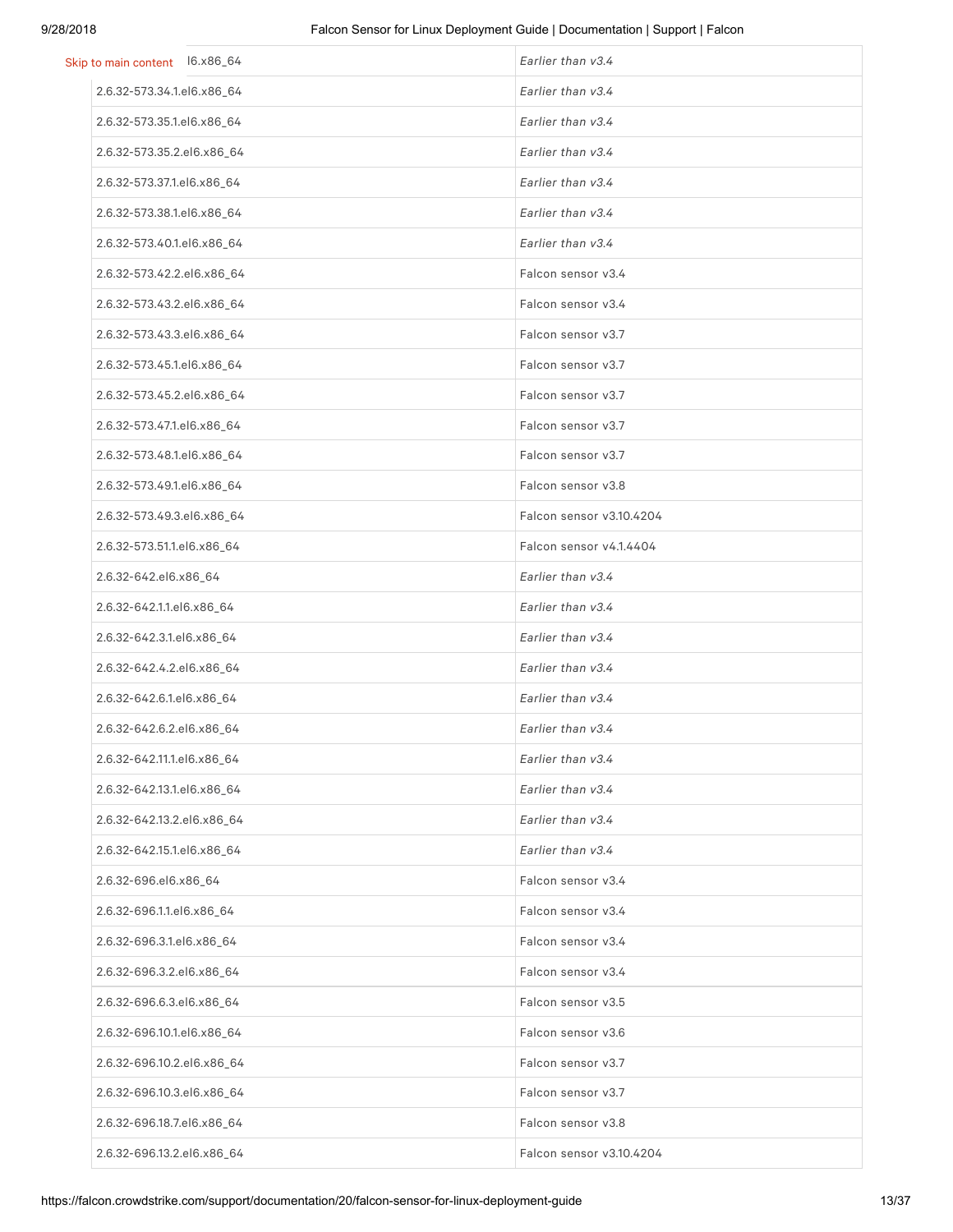| | |
|---|---|
| l6.x86_64 | *Earlier than v3.4* |
| 2.6.32-573.34.1.el6.x86_64 | *Earlier than v3.4* |
| 2.6.32-573.35.1.el6.x86_64 | *Earlier than v3.4* |
| 2.6.32-573.35.2.el6.x86_64 | *Earlier than v3.4* |
| 2.6.32-573.37.1.el6.x86_64 | *Earlier than v3.4* |
| 2.6.32-573.38.1.el6.x86_64 | *Earlier than v3.4* |
| 2.6.32-573.40.1.el6.x86_64 | *Earlier than v3.4* |
| 2.6.32-573.42.2.el6.x86_64 | Falcon sensor v3.4 |
| 2.6.32-573.43.2.el6.x86_64 | Falcon sensor v3.4 |
| 2.6.32-573.43.3.el6.x86_64 | Falcon sensor v3.7 |
| 2.6.32-573.45.1.el6.x86_64 | Falcon sensor v3.7 |
| 2.6.32-573.45.2.el6.x86_64 | Falcon sensor v3.7 |
| 2.6.32-573.47.1.el6.x86_64 | Falcon sensor v3.7 |
| 2.6.32-573.48.1.el6.x86_64 | Falcon sensor v3.7 |
| 2.6.32-573.49.1.el6.x86_64 | Falcon sensor v3.8 |
| 2.6.32-573.49.3.el6.x86_64 | Falcon sensor v3.10.4204 |
| 2.6.32-573.51.1.el6.x86_64 | Falcon sensor v4.1.4404 |
| 2.6.32-642.el6.x86_64 | *Earlier than v3.4* |
| 2.6.32-642.1.1.el6.x86_64 | *Earlier than v3.4* |
| 2.6.32-642.3.1.el6.x86_64 | *Earlier than v3.4* |
| 2.6.32-642.4.2.el6.x86_64 | *Earlier than v3.4* |
| 2.6.32-642.6.1.el6.x86_64 | *Earlier than v3.4* |
| 2.6.32-642.6.2.el6.x86_64 | *Earlier than v3.4* |
| 2.6.32-642.11.1.el6.x86_64 | *Earlier than v3.4* |
| 2.6.32-642.13.1.el6.x86_64 | *Earlier than v3.4* |
| 2.6.32-642.13.2.el6.x86_64 | *Earlier than v3.4* |
| 2.6.32-642.15.1.el6.x86_64 | *Earlier than v3.4* |
| 2.6.32-696.el6.x86_64 | Falcon sensor v3.4 |
| 2.6.32-696.1.1.el6.x86_64 | Falcon sensor v3.4 |
| 2.6.32-696.3.1.el6.x86_64 | Falcon sensor v3.4 |
| 2.6.32-696.3.2.el6.x86_64 | Falcon sensor v3.4 |
| 2.6.32-696.6.3.el6.x86_64 | Falcon sensor v3.5 |
| 2.6.32-696.10.1.el6.x86_64 | Falcon sensor v3.6 |
| 2.6.32-696.10.2.el6.x86_64 | Falcon sensor v3.7 |
| 2.6.32-696.10.3.el6.x86_64 | Falcon sensor v3.7 |
| 2.6.32-696.18.7.el6.x86_64 | Falcon sensor v3.8 |
| 2.6.32-696.13.2.el6.x86_64 | Falcon sensor v3.10.4204 |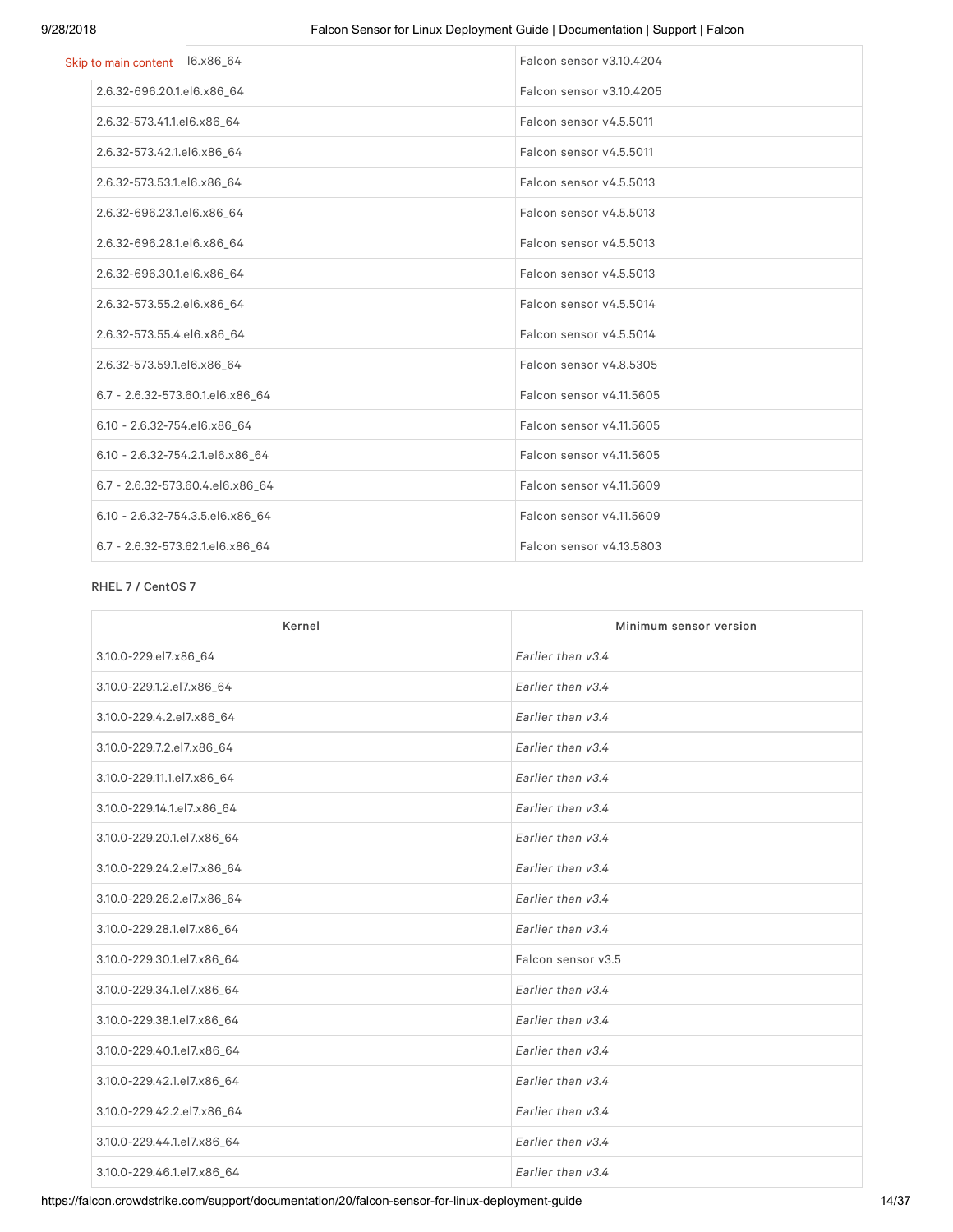| | |
|---|---|
| l6.x86_64 | Falcon sensor v3.10.4204 |
| 2.6.32-696.20.1.el6.x86_64 | Falcon sensor v3.10.4205 |
| 2.6.32-573.41.1.el6.x86_64 | Falcon sensor v4.5.5011 |
| 2.6.32-573.42.1.el6.x86_64 | Falcon sensor v4.5.5011 |
| 2.6.32-573.53.1.el6.x86_64 | Falcon sensor v4.5.5013 |
| 2.6.32-696.23.1.el6.x86_64 | Falcon sensor v4.5.5013 |
| 2.6.32-696.28.1.el6.x86_64 | Falcon sensor v4.5.5013 |
| 2.6.32-696.30.1.el6.x86_64 | Falcon sensor v4.5.5013 |
| 2.6.32-573.55.2.el6.x86_64 | Falcon sensor v4.5.5014 |
| 2.6.32-573.55.4.el6.x86_64 | Falcon sensor v4.5.5014 |
| 2.6.32-573.59.1.el6.x86_64 | Falcon sensor v4.8.5305 |
| 6.7 - 2.6.32-573.60.1.el6.x86_64 | Falcon sensor v4.11.5605 |
| 6.10 - 2.6.32-754.el6.x86_64 | Falcon sensor v4.11.5605 |
| 6.10 - 2.6.32-754.2.1.el6.x86_64 | Falcon sensor v4.11.5605 |
| 6.7 - 2.6.32-573.60.4.el6.x86_64 | Falcon sensor v4.11.5609 |
| 6.10 - 2.6.32-754.3.5.el6.x86_64 | Falcon sensor v4.11.5609 |
| 6.7 - 2.6.32-573.62.1.el6.x86_64 | Falcon sensor v4.13.5803 |

**RHEL 7 / CentOS 7**

| Kernel | Minimum sensor version |
|---|---|
| 3.10.0-229.el7.x86_64 | *Earlier than v3.4* |
| 3.10.0-229.1.2.el7.x86_64 | *Earlier than v3.4* |
| 3.10.0-229.4.2.el7.x86_64 | *Earlier than v3.4* |
| 3.10.0-229.7.2.el7.x86_64 | *Earlier than v3.4* |
| 3.10.0-229.11.1.el7.x86_64 | *Earlier than v3.4* |
| 3.10.0-229.14.1.el7.x86_64 | *Earlier than v3.4* |
| 3.10.0-229.20.1.el7.x86_64 | *Earlier than v3.4* |
| 3.10.0-229.24.2.el7.x86_64 | *Earlier than v3.4* |
| 3.10.0-229.26.2.el7.x86_64 | *Earlier than v3.4* |
| 3.10.0-229.28.1.el7.x86_64 | *Earlier than v3.4* |
| 3.10.0-229.30.1.el7.x86_64 | Falcon sensor v3.5 |
| 3.10.0-229.34.1.el7.x86_64 | *Earlier than v3.4* |
| 3.10.0-229.38.1.el7.x86_64 | *Earlier than v3.4* |
| 3.10.0-229.40.1.el7.x86_64 | *Earlier than v3.4* |
| 3.10.0-229.42.1.el7.x86_64 | *Earlier than v3.4* |
| 3.10.0-229.42.2.el7.x86_64 | *Earlier than v3.4* |
| 3.10.0-229.44.1.el7.x86_64 | *Earlier than v3.4* |
| 3.10.0-229.46.1.el7.x86_64 | *Earlier than v3.4* |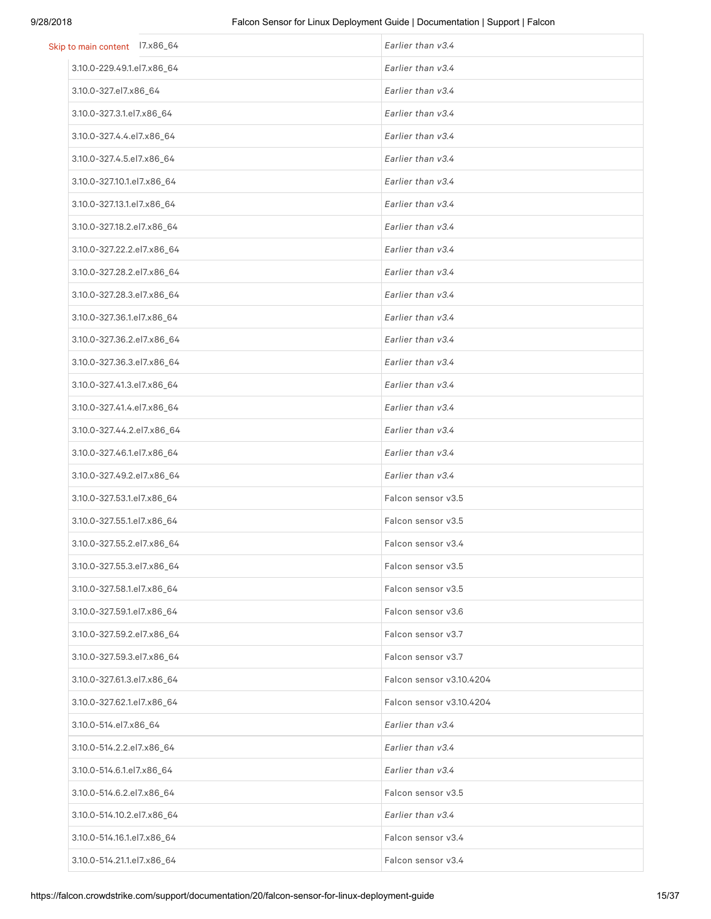| l7.x86_64 | *Earlier than v3.4* |
|---|---|
| 3.10.0-229.49.1.el7.x86_64 | *Earlier than v3.4* |
| 3.10.0-327.el7.x86_64 | *Earlier than v3.4* |
| 3.10.0-327.3.1.el7.x86_64 | *Earlier than v3.4* |
| 3.10.0-327.4.4.el7.x86_64 | *Earlier than v3.4* |
| 3.10.0-327.4.5.el7.x86_64 | *Earlier than v3.4* |
| 3.10.0-327.10.1.el7.x86_64 | *Earlier than v3.4* |
| 3.10.0-327.13.1.el7.x86_64 | *Earlier than v3.4* |
| 3.10.0-327.18.2.el7.x86_64 | *Earlier than v3.4* |
| 3.10.0-327.22.2.el7.x86_64 | *Earlier than v3.4* |
| 3.10.0-327.28.2.el7.x86_64 | *Earlier than v3.4* |
| 3.10.0-327.28.3.el7.x86_64 | *Earlier than v3.4* |
| 3.10.0-327.36.1.el7.x86_64 | *Earlier than v3.4* |
| 3.10.0-327.36.2.el7.x86_64 | *Earlier than v3.4* |
| 3.10.0-327.36.3.el7.x86_64 | *Earlier than v3.4* |
| 3.10.0-327.41.3.el7.x86_64 | *Earlier than v3.4* |
| 3.10.0-327.41.4.el7.x86_64 | *Earlier than v3.4* |
| 3.10.0-327.44.2.el7.x86_64 | *Earlier than v3.4* |
| 3.10.0-327.46.1.el7.x86_64 | *Earlier than v3.4* |
| 3.10.0-327.49.2.el7.x86_64 | *Earlier than v3.4* |
| 3.10.0-327.53.1.el7.x86_64 | Falcon sensor v3.5 |
| 3.10.0-327.55.1.el7.x86_64 | Falcon sensor v3.5 |
| 3.10.0-327.55.2.el7.x86_64 | Falcon sensor v3.4 |
| 3.10.0-327.55.3.el7.x86_64 | Falcon sensor v3.5 |
| 3.10.0-327.58.1.el7.x86_64 | Falcon sensor v3.5 |
| 3.10.0-327.59.1.el7.x86_64 | Falcon sensor v3.6 |
| 3.10.0-327.59.2.el7.x86_64 | Falcon sensor v3.7 |
| 3.10.0-327.59.3.el7.x86_64 | Falcon sensor v3.7 |
| 3.10.0-327.61.3.el7.x86_64 | Falcon sensor v3.10.4204 |
| 3.10.0-327.62.1.el7.x86_64 | Falcon sensor v3.10.4204 |
| 3.10.0-514.el7.x86_64 | *Earlier than v3.4* |
| 3.10.0-514.2.2.el7.x86_64 | *Earlier than v3.4* |
| 3.10.0-514.6.1.el7.x86_64 | *Earlier than v3.4* |
| 3.10.0-514.6.2.el7.x86_64 | Falcon sensor v3.5 |
| 3.10.0-514.10.2.el7.x86_64 | *Earlier than v3.4* |
| 3.10.0-514.16.1.el7.x86_64 | Falcon sensor v3.4 |
| 3.10.0-514.21.1.el7.x86_64 | Falcon sensor v3.4 |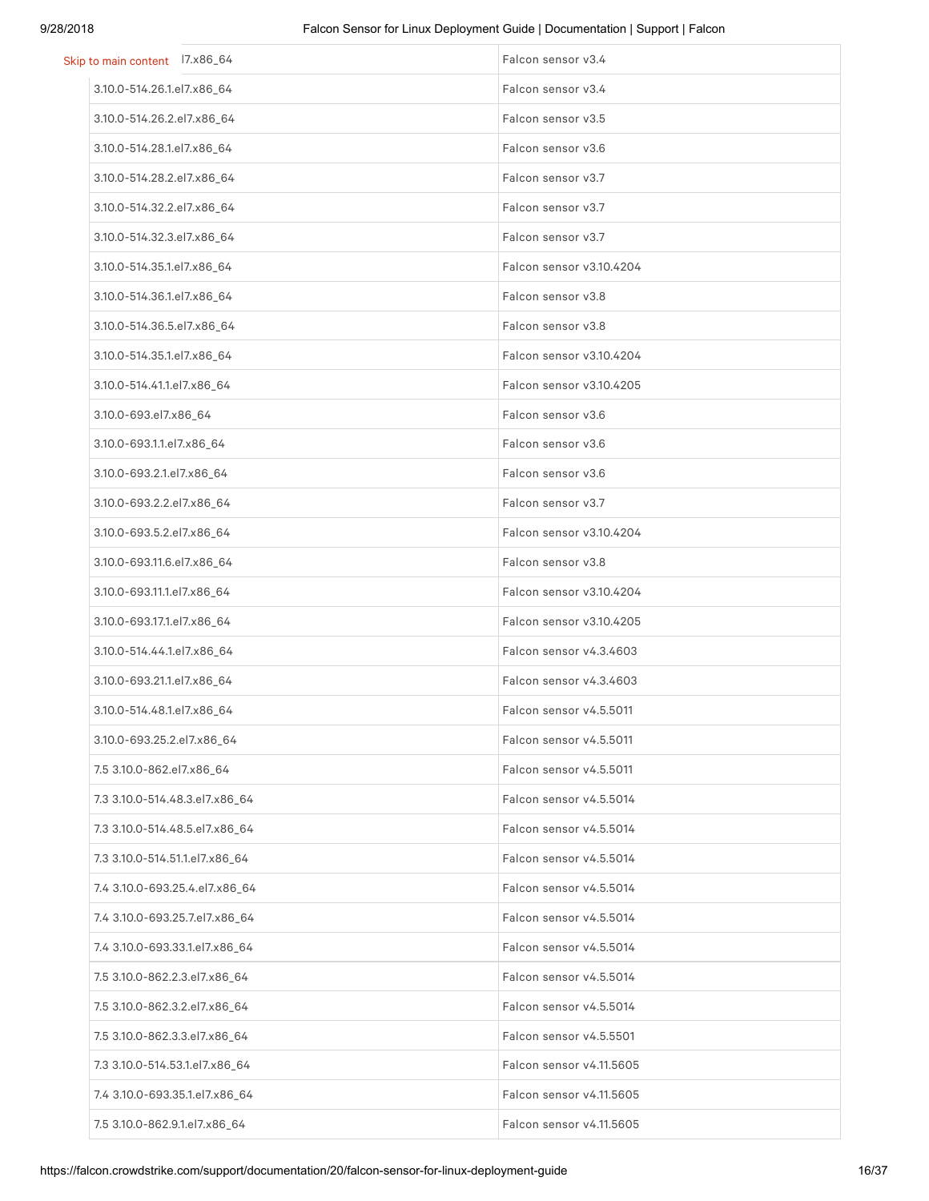| | |
|---|---|
| ...l7.x86_64 | Falcon sensor v3.4 |
| 3.10.0-514.26.1.el7.x86_64 | Falcon sensor v3.4 |
| 3.10.0-514.26.2.el7.x86_64 | Falcon sensor v3.5 |
| 3.10.0-514.28.1.el7.x86_64 | Falcon sensor v3.6 |
| 3.10.0-514.28.2.el7.x86_64 | Falcon sensor v3.7 |
| 3.10.0-514.32.2.el7.x86_64 | Falcon sensor v3.7 |
| 3.10.0-514.32.3.el7.x86_64 | Falcon sensor v3.7 |
| 3.10.0-514.35.1.el7.x86_64 | Falcon sensor v3.10.4204 |
| 3.10.0-514.36.1.el7.x86_64 | Falcon sensor v3.8 |
| 3.10.0-514.36.5.el7.x86_64 | Falcon sensor v3.8 |
| 3.10.0-514.35.1.el7.x86_64 | Falcon sensor v3.10.4204 |
| 3.10.0-514.41.1.el7.x86_64 | Falcon sensor v3.10.4205 |
| 3.10.0-693.el7.x86_64 | Falcon sensor v3.6 |
| 3.10.0-693.1.1.el7.x86_64 | Falcon sensor v3.6 |
| 3.10.0-693.2.1.el7.x86_64 | Falcon sensor v3.6 |
| 3.10.0-693.2.2.el7.x86_64 | Falcon sensor v3.7 |
| 3.10.0-693.5.2.el7.x86_64 | Falcon sensor v3.10.4204 |
| 3.10.0-693.11.6.el7.x86_64 | Falcon sensor v3.8 |
| 3.10.0-693.11.1.el7.x86_64 | Falcon sensor v3.10.4204 |
| 3.10.0-693.17.1.el7.x86_64 | Falcon sensor v3.10.4205 |
| 3.10.0-514.44.1.el7.x86_64 | Falcon sensor v4.3.4603 |
| 3.10.0-693.21.1.el7.x86_64 | Falcon sensor v4.3.4603 |
| 3.10.0-514.48.1.el7.x86_64 | Falcon sensor v4.5.5011 |
| 3.10.0-693.25.2.el7.x86_64 | Falcon sensor v4.5.5011 |
| 7.5 3.10.0-862.el7.x86_64 | Falcon sensor v4.5.5011 |
| 7.3 3.10.0-514.48.3.el7.x86_64 | Falcon sensor v4.5.5014 |
| 7.3 3.10.0-514.48.5.el7.x86_64 | Falcon sensor v4.5.5014 |
| 7.3 3.10.0-514.51.1.el7.x86_64 | Falcon sensor v4.5.5014 |
| 7.4 3.10.0-693.25.4.el7.x86_64 | Falcon sensor v4.5.5014 |
| 7.4 3.10.0-693.25.7.el7.x86_64 | Falcon sensor v4.5.5014 |
| 7.4 3.10.0-693.33.1.el7.x86_64 | Falcon sensor v4.5.5014 |
| 7.5 3.10.0-862.2.3.el7.x86_64 | Falcon sensor v4.5.5014 |
| 7.5 3.10.0-862.3.2.el7.x86_64 | Falcon sensor v4.5.5014 |
| 7.5 3.10.0-862.3.3.el7.x86_64 | Falcon sensor v4.5.5501 |
| 7.3 3.10.0-514.53.1.el7.x86_64 | Falcon sensor v4.11.5605 |
| 7.4 3.10.0-693.35.1.el7.x86_64 | Falcon sensor v4.11.5605 |
| 7.5 3.10.0-862.9.1.el7.x86_64 | Falcon sensor v4.11.5605 |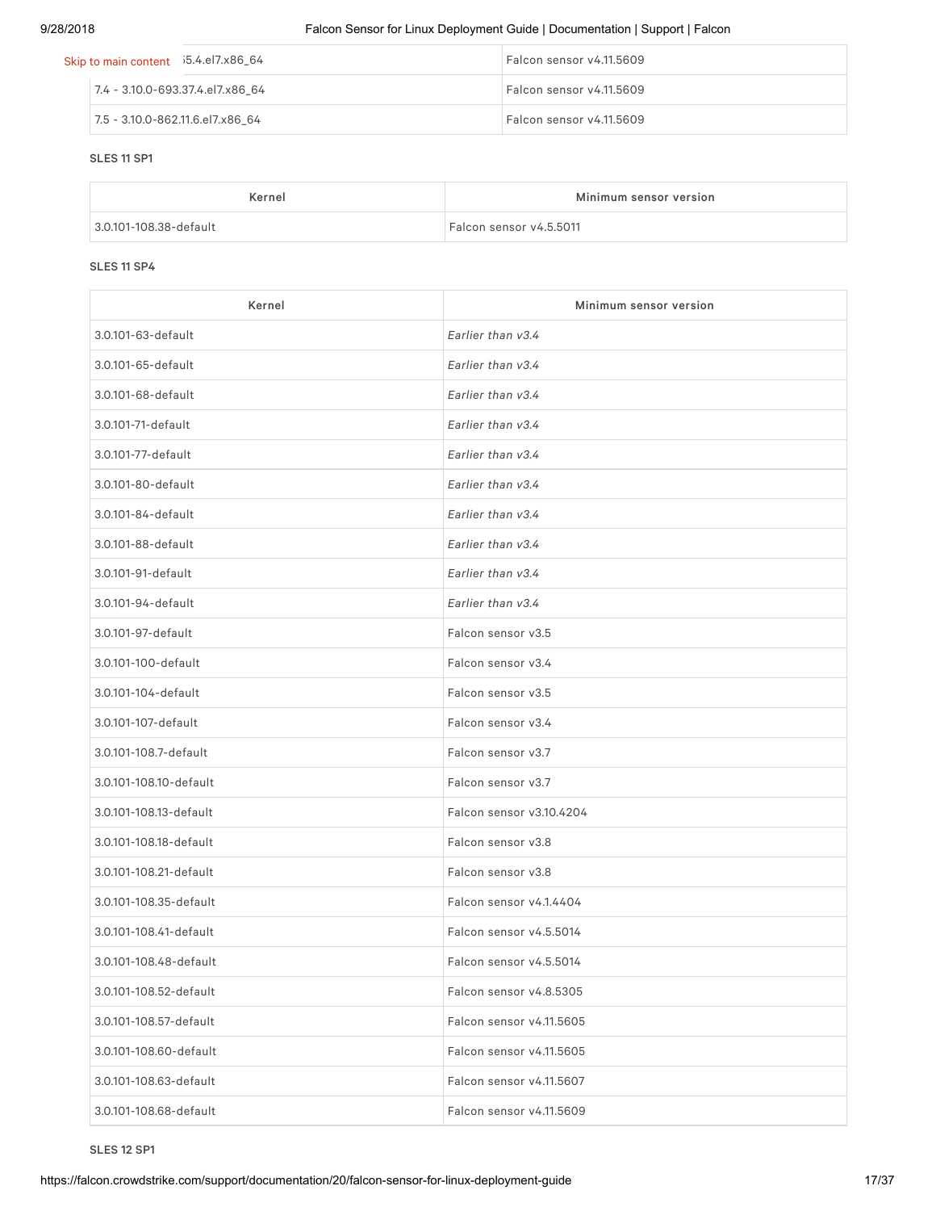| | |
|---|---|
| 5.4.el7.x86_64 | Falcon sensor v4.11.5609 |
| 7.4 - 3.10.0-693.37.4.el7.x86_64 | Falcon sensor v4.11.5609 |
| 7.5 - 3.10.0-862.11.6.el7.x86_64 | Falcon sensor v4.11.5609 |

**SLES 11 SP1**

| Kernel | Minimum sensor version |
|---|---|
| 3.0.101-108.38-default | Falcon sensor v4.5.5011 |

**SLES 11 SP4**

| Kernel | Minimum sensor version |
|---|---|
| 3.0.101-63-default | *Earlier than v3.4* |
| 3.0.101-65-default | *Earlier than v3.4* |
| 3.0.101-68-default | *Earlier than v3.4* |
| 3.0.101-71-default | *Earlier than v3.4* |
| 3.0.101-77-default | *Earlier than v3.4* |
| 3.0.101-80-default | *Earlier than v3.4* |
| 3.0.101-84-default | *Earlier than v3.4* |
| 3.0.101-88-default | *Earlier than v3.4* |
| 3.0.101-91-default | *Earlier than v3.4* |
| 3.0.101-94-default | *Earlier than v3.4* |
| 3.0.101-97-default | Falcon sensor v3.5 |
| 3.0.101-100-default | Falcon sensor v3.4 |
| 3.0.101-104-default | Falcon sensor v3.5 |
| 3.0.101-107-default | Falcon sensor v3.4 |
| 3.0.101-108.7-default | Falcon sensor v3.7 |
| 3.0.101-108.10-default | Falcon sensor v3.7 |
| 3.0.101-108.13-default | Falcon sensor v3.10.4204 |
| 3.0.101-108.18-default | Falcon sensor v3.8 |
| 3.0.101-108.21-default | Falcon sensor v3.8 |
| 3.0.101-108.35-default | Falcon sensor v4.1.4404 |
| 3.0.101-108.41-default | Falcon sensor v4.5.5014 |
| 3.0.101-108.48-default | Falcon sensor v4.5.5014 |
| 3.0.101-108.52-default | Falcon sensor v4.8.5305 |
| 3.0.101-108.57-default | Falcon sensor v4.11.5605 |
| 3.0.101-108.60-default | Falcon sensor v4.11.5605 |
| 3.0.101-108.63-default | Falcon sensor v4.11.5607 |
| 3.0.101-108.68-default | Falcon sensor v4.11.5609 |

**SLES 12 SP1**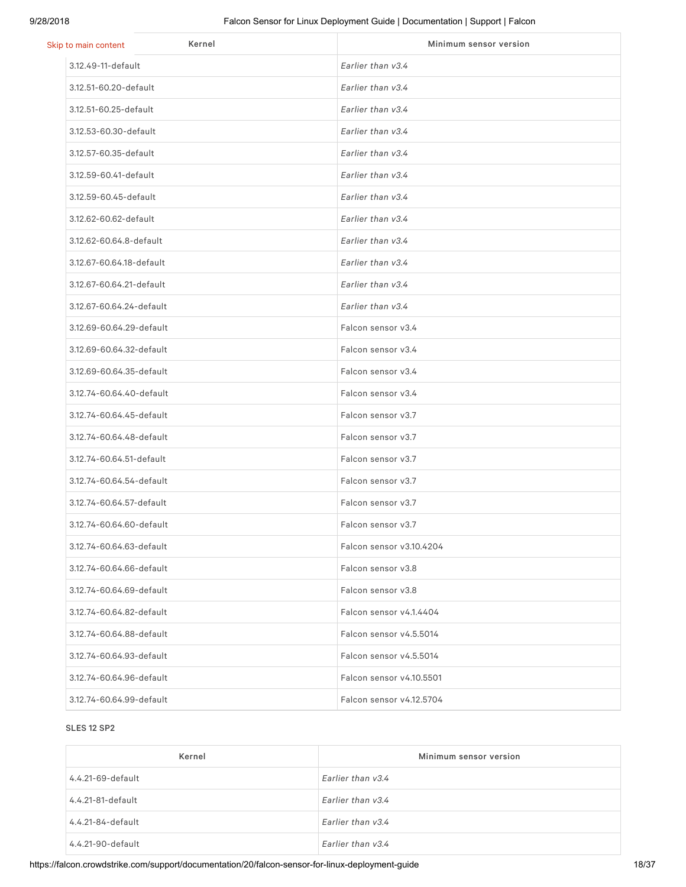| Kernel | Minimum sensor version |
| --- | --- |
| 3.12.49-11-default | *Earlier than v3.4* |
| 3.12.51-60.20-default | *Earlier than v3.4* |
| 3.12.51-60.25-default | *Earlier than v3.4* |
| 3.12.53-60.30-default | *Earlier than v3.4* |
| 3.12.57-60.35-default | *Earlier than v3.4* |
| 3.12.59-60.41-default | *Earlier than v3.4* |
| 3.12.59-60.45-default | *Earlier than v3.4* |
| 3.12.62-60.62-default | *Earlier than v3.4* |
| 3.12.62-60.64.8-default | *Earlier than v3.4* |
| 3.12.67-60.64.18-default | *Earlier than v3.4* |
| 3.12.67-60.64.21-default | *Earlier than v3.4* |
| 3.12.67-60.64.24-default | *Earlier than v3.4* |
| 3.12.69-60.64.29-default | Falcon sensor v3.4 |
| 3.12.69-60.64.32-default | Falcon sensor v3.4 |
| 3.12.69-60.64.35-default | Falcon sensor v3.4 |
| 3.12.74-60.64.40-default | Falcon sensor v3.4 |
| 3.12.74-60.64.45-default | Falcon sensor v3.7 |
| 3.12.74-60.64.48-default | Falcon sensor v3.7 |
| 3.12.74-60.64.51-default | Falcon sensor v3.7 |
| 3.12.74-60.64.54-default | Falcon sensor v3.7 |
| 3.12.74-60.64.57-default | Falcon sensor v3.7 |
| 3.12.74-60.64.60-default | Falcon sensor v3.7 |
| 3.12.74-60.64.63-default | Falcon sensor v3.10.4204 |
| 3.12.74-60.64.66-default | Falcon sensor v3.8 |
| 3.12.74-60.64.69-default | Falcon sensor v3.8 |
| 3.12.74-60.64.82-default | Falcon sensor v4.1.4404 |
| 3.12.74-60.64.88-default | Falcon sensor v4.5.5014 |
| 3.12.74-60.64.93-default | Falcon sensor v4.5.5014 |
| 3.12.74-60.64.96-default | Falcon sensor v4.10.5501 |
| 3.12.74-60.64.99-default | Falcon sensor v4.12.5704 |

**SLES 12 SP2**

| Kernel | Minimum sensor version |
| --- | --- |
| 4.4.21-69-default | *Earlier than v3.4* |
| 4.4.21-81-default | *Earlier than v3.4* |
| 4.4.21-84-default | *Earlier than v3.4* |
| 4.4.21-90-default | *Earlier than v3.4* |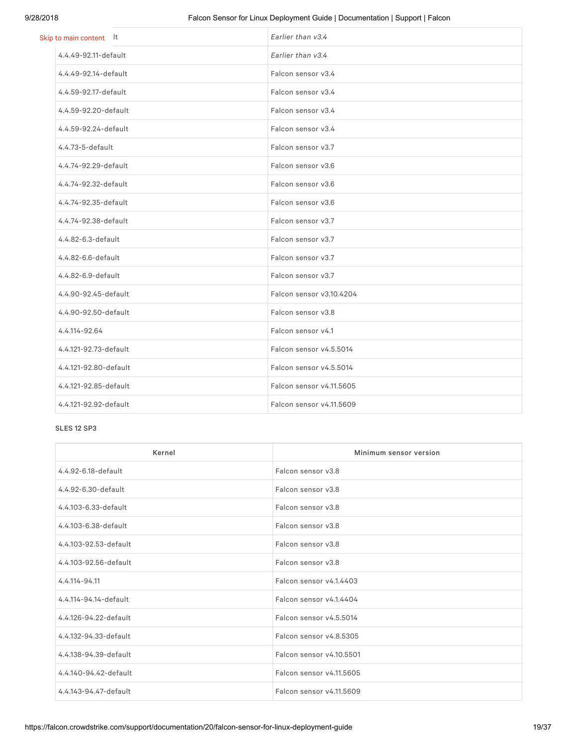| | |
|---|---|
| ...lt | *Earlier than v3.4* |
| 4.4.49-92.11-default | *Earlier than v3.4* |
| 4.4.49-92.14-default | Falcon sensor v3.4 |
| 4.4.59-92.17-default | Falcon sensor v3.4 |
| 4.4.59-92.20-default | Falcon sensor v3.4 |
| 4.4.59-92.24-default | Falcon sensor v3.4 |
| 4.4.73-5-default | Falcon sensor v3.7 |
| 4.4.74-92.29-default | Falcon sensor v3.6 |
| 4.4.74-92.32-default | Falcon sensor v3.6 |
| 4.4.74-92.35-default | Falcon sensor v3.6 |
| 4.4.74-92.38-default | Falcon sensor v3.7 |
| 4.4.82-6.3-default | Falcon sensor v3.7 |
| 4.4.82-6.6-default | Falcon sensor v3.7 |
| 4.4.82-6.9-default | Falcon sensor v3.7 |
| 4.4.90-92.45-default | Falcon sensor v3.10.4204 |
| 4.4.90-92.50-default | Falcon sensor v3.8 |
| 4.4.114-92.64 | Falcon sensor v4.1 |
| 4.4.121-92.73-default | Falcon sensor v4.5.5014 |
| 4.4.121-92.80-default | Falcon sensor v4.5.5014 |
| 4.4.121-92.85-default | Falcon sensor v4.11.5605 |
| 4.4.121-92.92-default | Falcon sensor v4.11.5609 |

**SLES 12 SP3**

| Kernel | Minimum sensor version |
|---|---|
| 4.4.92-6.18-default | Falcon sensor v3.8 |
| 4.4.92-6.30-default | Falcon sensor v3.8 |
| 4.4.103-6.33-default | Falcon sensor v3.8 |
| 4.4.103-6.38-default | Falcon sensor v3.8 |
| 4.4.103-92.53-default | Falcon sensor v3.8 |
| 4.4.103-92.56-default | Falcon sensor v3.8 |
| 4.4.114-94.11 | Falcon sensor v4.1.4403 |
| 4.4.114-94.14-default | Falcon sensor v4.1.4404 |
| 4.4.126-94.22-default | Falcon sensor v4.5.5014 |
| 4.4.132-94.33-default | Falcon sensor v4.8.5305 |
| 4.4.138-94.39-default | Falcon sensor v4.10.5501 |
| 4.4.140-94.42-default | Falcon sensor v4.11.5605 |
| 4.4.143-94.47-default | Falcon sensor v4.11.5609 |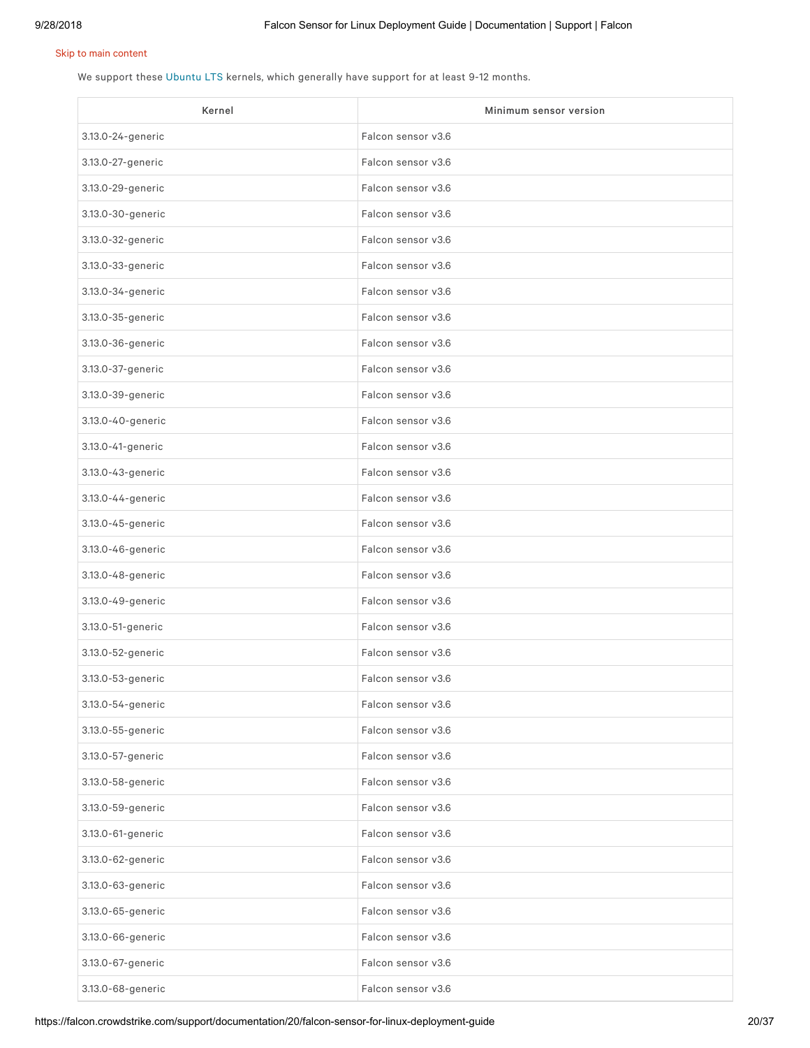Skip to main content

We support these Ubuntu LTS kernels, which generally have support for at least 9-12 months.

| Kernel | Minimum sensor version |
| --- | --- |
| 3.13.0-24-generic | Falcon sensor v3.6 |
| 3.13.0-27-generic | Falcon sensor v3.6 |
| 3.13.0-29-generic | Falcon sensor v3.6 |
| 3.13.0-30-generic | Falcon sensor v3.6 |
| 3.13.0-32-generic | Falcon sensor v3.6 |
| 3.13.0-33-generic | Falcon sensor v3.6 |
| 3.13.0-34-generic | Falcon sensor v3.6 |
| 3.13.0-35-generic | Falcon sensor v3.6 |
| 3.13.0-36-generic | Falcon sensor v3.6 |
| 3.13.0-37-generic | Falcon sensor v3.6 |
| 3.13.0-39-generic | Falcon sensor v3.6 |
| 3.13.0-40-generic | Falcon sensor v3.6 |
| 3.13.0-41-generic | Falcon sensor v3.6 |
| 3.13.0-43-generic | Falcon sensor v3.6 |
| 3.13.0-44-generic | Falcon sensor v3.6 |
| 3.13.0-45-generic | Falcon sensor v3.6 |
| 3.13.0-46-generic | Falcon sensor v3.6 |
| 3.13.0-48-generic | Falcon sensor v3.6 |
| 3.13.0-49-generic | Falcon sensor v3.6 |
| 3.13.0-51-generic | Falcon sensor v3.6 |
| 3.13.0-52-generic | Falcon sensor v3.6 |
| 3.13.0-53-generic | Falcon sensor v3.6 |
| 3.13.0-54-generic | Falcon sensor v3.6 |
| 3.13.0-55-generic | Falcon sensor v3.6 |
| 3.13.0-57-generic | Falcon sensor v3.6 |
| 3.13.0-58-generic | Falcon sensor v3.6 |
| 3.13.0-59-generic | Falcon sensor v3.6 |
| 3.13.0-61-generic | Falcon sensor v3.6 |
| 3.13.0-62-generic | Falcon sensor v3.6 |
| 3.13.0-63-generic | Falcon sensor v3.6 |
| 3.13.0-65-generic | Falcon sensor v3.6 |
| 3.13.0-66-generic | Falcon sensor v3.6 |
| 3.13.0-67-generic | Falcon sensor v3.6 |
| 3.13.0-68-generic | Falcon sensor v3.6 |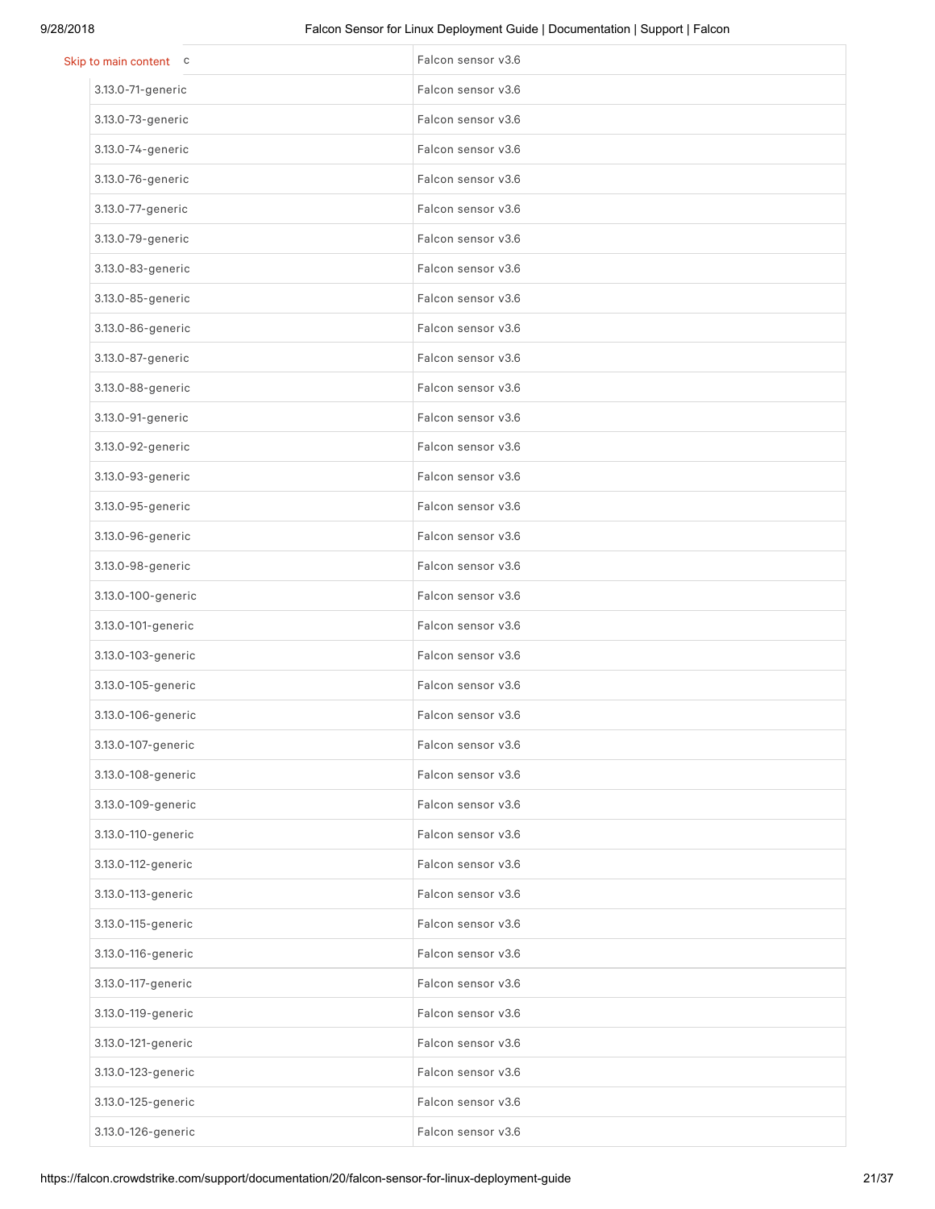| | |
|---|---|
| c | Falcon sensor v3.6 |
| 3.13.0-71-generic | Falcon sensor v3.6 |
| 3.13.0-73-generic | Falcon sensor v3.6 |
| 3.13.0-74-generic | Falcon sensor v3.6 |
| 3.13.0-76-generic | Falcon sensor v3.6 |
| 3.13.0-77-generic | Falcon sensor v3.6 |
| 3.13.0-79-generic | Falcon sensor v3.6 |
| 3.13.0-83-generic | Falcon sensor v3.6 |
| 3.13.0-85-generic | Falcon sensor v3.6 |
| 3.13.0-86-generic | Falcon sensor v3.6 |
| 3.13.0-87-generic | Falcon sensor v3.6 |
| 3.13.0-88-generic | Falcon sensor v3.6 |
| 3.13.0-91-generic | Falcon sensor v3.6 |
| 3.13.0-92-generic | Falcon sensor v3.6 |
| 3.13.0-93-generic | Falcon sensor v3.6 |
| 3.13.0-95-generic | Falcon sensor v3.6 |
| 3.13.0-96-generic | Falcon sensor v3.6 |
| 3.13.0-98-generic | Falcon sensor v3.6 |
| 3.13.0-100-generic | Falcon sensor v3.6 |
| 3.13.0-101-generic | Falcon sensor v3.6 |
| 3.13.0-103-generic | Falcon sensor v3.6 |
| 3.13.0-105-generic | Falcon sensor v3.6 |
| 3.13.0-106-generic | Falcon sensor v3.6 |
| 3.13.0-107-generic | Falcon sensor v3.6 |
| 3.13.0-108-generic | Falcon sensor v3.6 |
| 3.13.0-109-generic | Falcon sensor v3.6 |
| 3.13.0-110-generic | Falcon sensor v3.6 |
| 3.13.0-112-generic | Falcon sensor v3.6 |
| 3.13.0-113-generic | Falcon sensor v3.6 |
| 3.13.0-115-generic | Falcon sensor v3.6 |
| 3.13.0-116-generic | Falcon sensor v3.6 |
| 3.13.0-117-generic | Falcon sensor v3.6 |
| 3.13.0-119-generic | Falcon sensor v3.6 |
| 3.13.0-121-generic | Falcon sensor v3.6 |
| 3.13.0-123-generic | Falcon sensor v3.6 |
| 3.13.0-125-generic | Falcon sensor v3.6 |
| 3.13.0-126-generic | Falcon sensor v3.6 |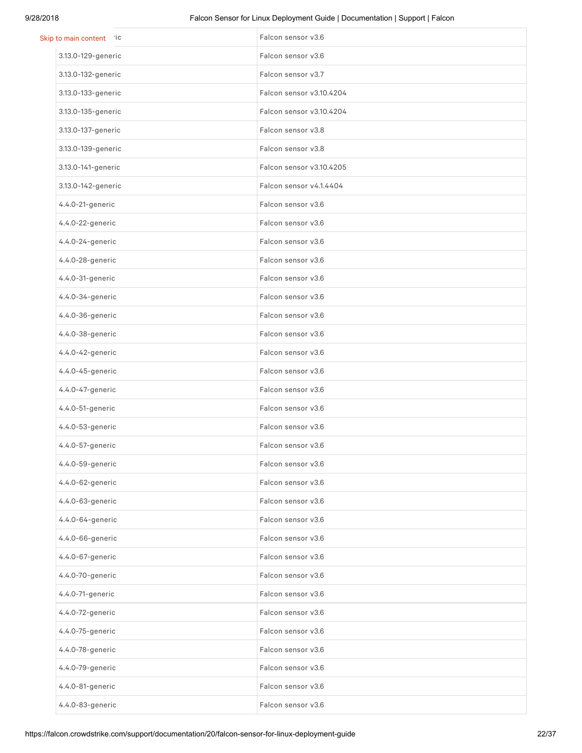| | |
|---|---|
| ...ic | Falcon sensor v3.6 |
| 3.13.0-129-generic | Falcon sensor v3.6 |
| 3.13.0-132-generic | Falcon sensor v3.7 |
| 3.13.0-133-generic | Falcon sensor v3.10.4204 |
| 3.13.0-135-generic | Falcon sensor v3.10.4204 |
| 3.13.0-137-generic | Falcon sensor v3.8 |
| 3.13.0-139-generic | Falcon sensor v3.8 |
| 3.13.0-141-generic | Falcon sensor v3.10.4205 |
| 3.13.0-142-generic | Falcon sensor v4.1.4404 |
| 4.4.0-21-generic | Falcon sensor v3.6 |
| 4.4.0-22-generic | Falcon sensor v3.6 |
| 4.4.0-24-generic | Falcon sensor v3.6 |
| 4.4.0-28-generic | Falcon sensor v3.6 |
| 4.4.0-31-generic | Falcon sensor v3.6 |
| 4.4.0-34-generic | Falcon sensor v3.6 |
| 4.4.0-36-generic | Falcon sensor v3.6 |
| 4.4.0-38-generic | Falcon sensor v3.6 |
| 4.4.0-42-generic | Falcon sensor v3.6 |
| 4.4.0-45-generic | Falcon sensor v3.6 |
| 4.4.0-47-generic | Falcon sensor v3.6 |
| 4.4.0-51-generic | Falcon sensor v3.6 |
| 4.4.0-53-generic | Falcon sensor v3.6 |
| 4.4.0-57-generic | Falcon sensor v3.6 |
| 4.4.0-59-generic | Falcon sensor v3.6 |
| 4.4.0-62-generic | Falcon sensor v3.6 |
| 4.4.0-63-generic | Falcon sensor v3.6 |
| 4.4.0-64-generic | Falcon sensor v3.6 |
| 4.4.0-66-generic | Falcon sensor v3.6 |
| 4.4.0-67-generic | Falcon sensor v3.6 |
| 4.4.0-70-generic | Falcon sensor v3.6 |
| 4.4.0-71-generic | Falcon sensor v3.6 |
| 4.4.0-72-generic | Falcon sensor v3.6 |
| 4.4.0-75-generic | Falcon sensor v3.6 |
| 4.4.0-78-generic | Falcon sensor v3.6 |
| 4.4.0-79-generic | Falcon sensor v3.6 |
| 4.4.0-81-generic | Falcon sensor v3.6 |
| 4.4.0-83-generic | Falcon sensor v3.6 |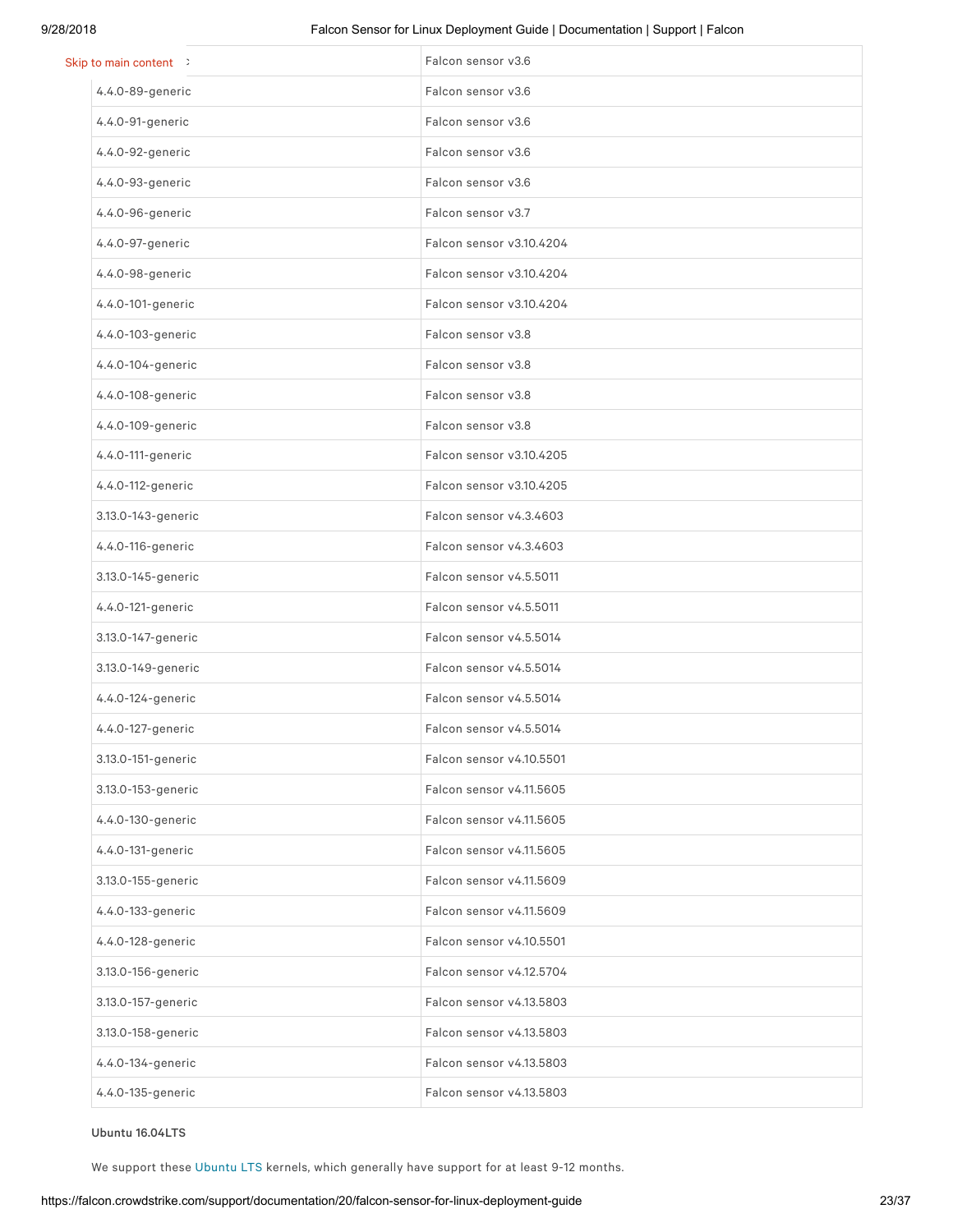| | Falcon sensor v3.6 |
|---|---|
| 4.4.0-89-generic | Falcon sensor v3.6 |
| 4.4.0-91-generic | Falcon sensor v3.6 |
| 4.4.0-92-generic | Falcon sensor v3.6 |
| 4.4.0-93-generic | Falcon sensor v3.6 |
| 4.4.0-96-generic | Falcon sensor v3.7 |
| 4.4.0-97-generic | Falcon sensor v3.10.4204 |
| 4.4.0-98-generic | Falcon sensor v3.10.4204 |
| 4.4.0-101-generic | Falcon sensor v3.10.4204 |
| 4.4.0-103-generic | Falcon sensor v3.8 |
| 4.4.0-104-generic | Falcon sensor v3.8 |
| 4.4.0-108-generic | Falcon sensor v3.8 |
| 4.4.0-109-generic | Falcon sensor v3.8 |
| 4.4.0-111-generic | Falcon sensor v3.10.4205 |
| 4.4.0-112-generic | Falcon sensor v3.10.4205 |
| 3.13.0-143-generic | Falcon sensor v4.3.4603 |
| 4.4.0-116-generic | Falcon sensor v4.3.4603 |
| 3.13.0-145-generic | Falcon sensor v4.5.5011 |
| 4.4.0-121-generic | Falcon sensor v4.5.5011 |
| 3.13.0-147-generic | Falcon sensor v4.5.5014 |
| 3.13.0-149-generic | Falcon sensor v4.5.5014 |
| 4.4.0-124-generic | Falcon sensor v4.5.5014 |
| 4.4.0-127-generic | Falcon sensor v4.5.5014 |
| 3.13.0-151-generic | Falcon sensor v4.10.5501 |
| 3.13.0-153-generic | Falcon sensor v4.11.5605 |
| 4.4.0-130-generic | Falcon sensor v4.11.5605 |
| 4.4.0-131-generic | Falcon sensor v4.11.5605 |
| 3.13.0-155-generic | Falcon sensor v4.11.5609 |
| 4.4.0-133-generic | Falcon sensor v4.11.5609 |
| 4.4.0-128-generic | Falcon sensor v4.10.5501 |
| 3.13.0-156-generic | Falcon sensor v4.12.5704 |
| 3.13.0-157-generic | Falcon sensor v4.13.5803 |
| 3.13.0-158-generic | Falcon sensor v4.13.5803 |
| 4.4.0-134-generic | Falcon sensor v4.13.5803 |
| 4.4.0-135-generic | Falcon sensor v4.13.5803 |

**Ubuntu 16.04LTS**

We support these Ubuntu LTS kernels, which generally have support for at least 9-12 months.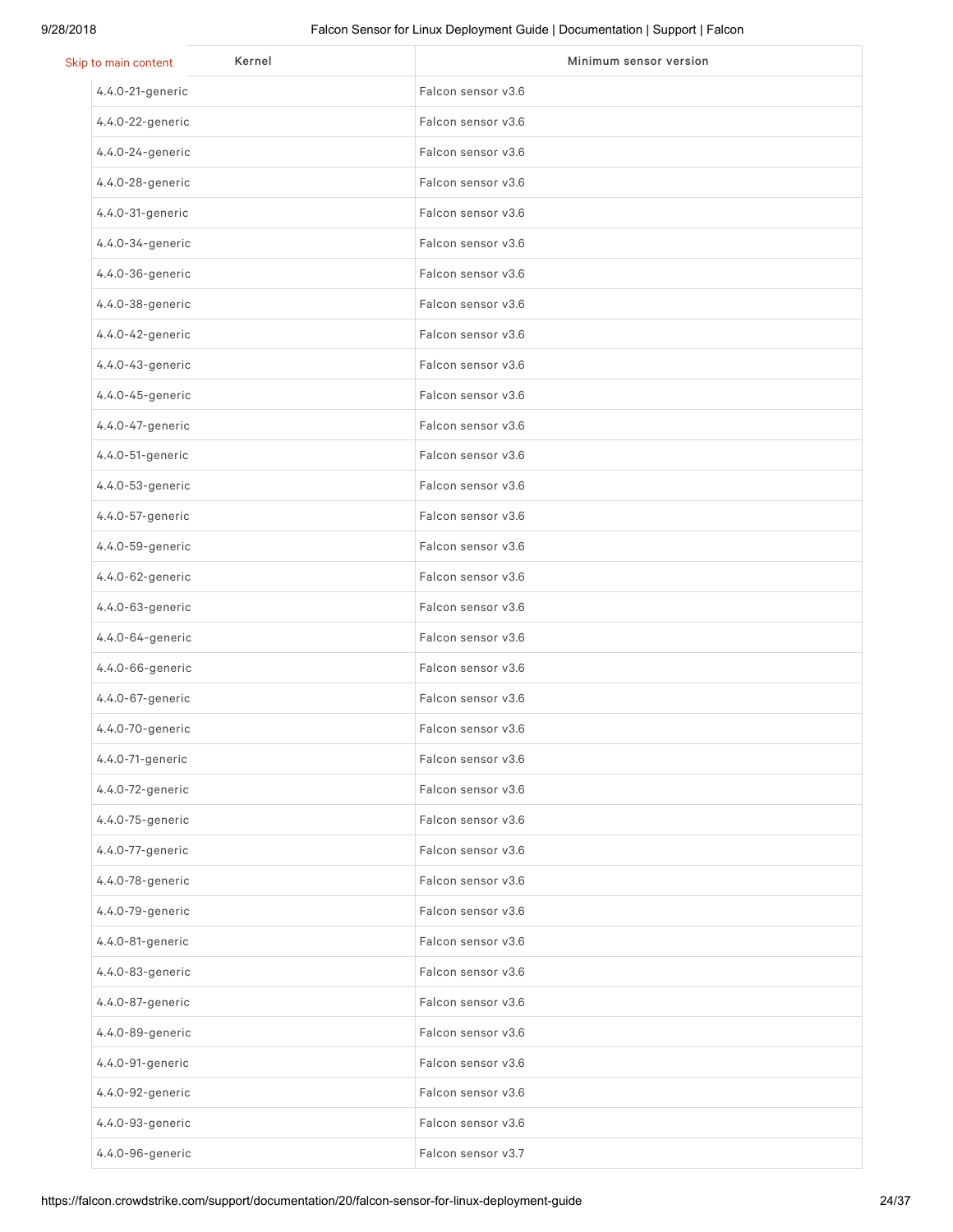| Kernel | Minimum sensor version |
| --- | --- |
| 4.4.0-21-generic | Falcon sensor v3.6 |
| 4.4.0-22-generic | Falcon sensor v3.6 |
| 4.4.0-24-generic | Falcon sensor v3.6 |
| 4.4.0-28-generic | Falcon sensor v3.6 |
| 4.4.0-31-generic | Falcon sensor v3.6 |
| 4.4.0-34-generic | Falcon sensor v3.6 |
| 4.4.0-36-generic | Falcon sensor v3.6 |
| 4.4.0-38-generic | Falcon sensor v3.6 |
| 4.4.0-42-generic | Falcon sensor v3.6 |
| 4.4.0-43-generic | Falcon sensor v3.6 |
| 4.4.0-45-generic | Falcon sensor v3.6 |
| 4.4.0-47-generic | Falcon sensor v3.6 |
| 4.4.0-51-generic | Falcon sensor v3.6 |
| 4.4.0-53-generic | Falcon sensor v3.6 |
| 4.4.0-57-generic | Falcon sensor v3.6 |
| 4.4.0-59-generic | Falcon sensor v3.6 |
| 4.4.0-62-generic | Falcon sensor v3.6 |
| 4.4.0-63-generic | Falcon sensor v3.6 |
| 4.4.0-64-generic | Falcon sensor v3.6 |
| 4.4.0-66-generic | Falcon sensor v3.6 |
| 4.4.0-67-generic | Falcon sensor v3.6 |
| 4.4.0-70-generic | Falcon sensor v3.6 |
| 4.4.0-71-generic | Falcon sensor v3.6 |
| 4.4.0-72-generic | Falcon sensor v3.6 |
| 4.4.0-75-generic | Falcon sensor v3.6 |
| 4.4.0-77-generic | Falcon sensor v3.6 |
| 4.4.0-78-generic | Falcon sensor v3.6 |
| 4.4.0-79-generic | Falcon sensor v3.6 |
| 4.4.0-81-generic | Falcon sensor v3.6 |
| 4.4.0-83-generic | Falcon sensor v3.6 |
| 4.4.0-87-generic | Falcon sensor v3.6 |
| 4.4.0-89-generic | Falcon sensor v3.6 |
| 4.4.0-91-generic | Falcon sensor v3.6 |
| 4.4.0-92-generic | Falcon sensor v3.6 |
| 4.4.0-93-generic | Falcon sensor v3.6 |
| 4.4.0-96-generic | Falcon sensor v3.7 |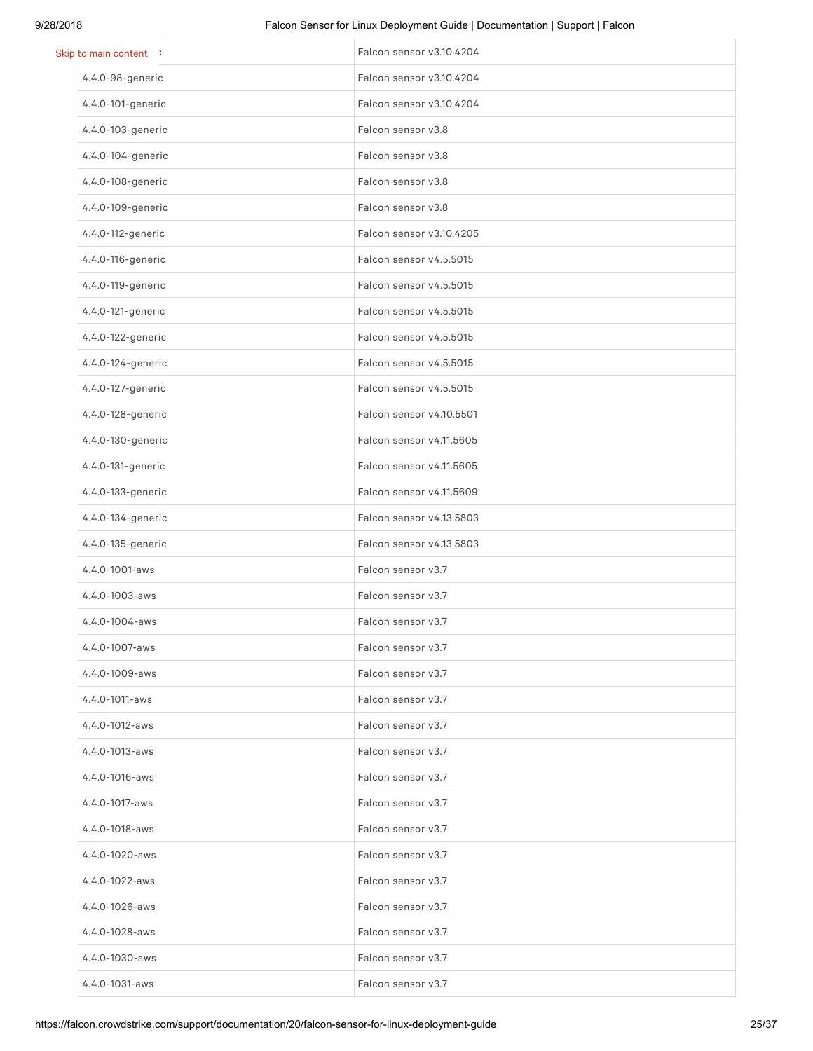| | |
|---|---|
| | Falcon sensor v3.10.4204 |
| 4.4.0-98-generic | Falcon sensor v3.10.4204 |
| 4.4.0-101-generic | Falcon sensor v3.10.4204 |
| 4.4.0-103-generic | Falcon sensor v3.8 |
| 4.4.0-104-generic | Falcon sensor v3.8 |
| 4.4.0-108-generic | Falcon sensor v3.8 |
| 4.4.0-109-generic | Falcon sensor v3.8 |
| 4.4.0-112-generic | Falcon sensor v3.10.4205 |
| 4.4.0-116-generic | Falcon sensor v4.5.5015 |
| 4.4.0-119-generic | Falcon sensor v4.5.5015 |
| 4.4.0-121-generic | Falcon sensor v4.5.5015 |
| 4.4.0-122-generic | Falcon sensor v4.5.5015 |
| 4.4.0-124-generic | Falcon sensor v4.5.5015 |
| 4.4.0-127-generic | Falcon sensor v4.5.5015 |
| 4.4.0-128-generic | Falcon sensor v4.10.5501 |
| 4.4.0-130-generic | Falcon sensor v4.11.5605 |
| 4.4.0-131-generic | Falcon sensor v4.11.5605 |
| 4.4.0-133-generic | Falcon sensor v4.11.5609 |
| 4.4.0-134-generic | Falcon sensor v4.13.5803 |
| 4.4.0-135-generic | Falcon sensor v4.13.5803 |
| 4.4.0-1001-aws | Falcon sensor v3.7 |
| 4.4.0-1003-aws | Falcon sensor v3.7 |
| 4.4.0-1004-aws | Falcon sensor v3.7 |
| 4.4.0-1007-aws | Falcon sensor v3.7 |
| 4.4.0-1009-aws | Falcon sensor v3.7 |
| 4.4.0-1011-aws | Falcon sensor v3.7 |
| 4.4.0-1012-aws | Falcon sensor v3.7 |
| 4.4.0-1013-aws | Falcon sensor v3.7 |
| 4.4.0-1016-aws | Falcon sensor v3.7 |
| 4.4.0-1017-aws | Falcon sensor v3.7 |
| 4.4.0-1018-aws | Falcon sensor v3.7 |
| 4.4.0-1020-aws | Falcon sensor v3.7 |
| 4.4.0-1022-aws | Falcon sensor v3.7 |
| 4.4.0-1026-aws | Falcon sensor v3.7 |
| 4.4.0-1028-aws | Falcon sensor v3.7 |
| 4.4.0-1030-aws | Falcon sensor v3.7 |
| 4.4.0-1031-aws | Falcon sensor v3.7 |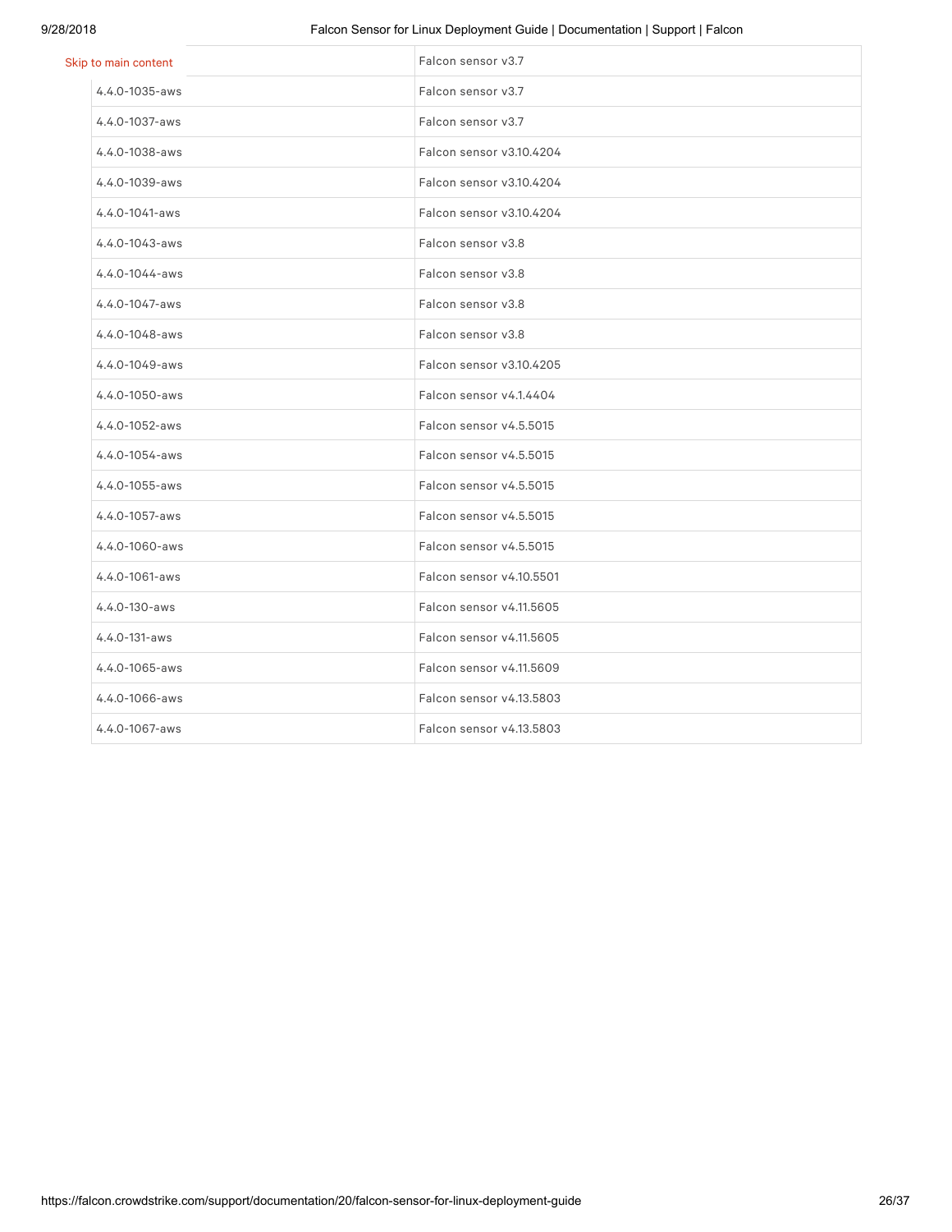| | Falcon sensor v3.7 |
|---|---|
| 4.4.0-1035-aws | Falcon sensor v3.7 |
| 4.4.0-1037-aws | Falcon sensor v3.7 |
| 4.4.0-1038-aws | Falcon sensor v3.10.4204 |
| 4.4.0-1039-aws | Falcon sensor v3.10.4204 |
| 4.4.0-1041-aws | Falcon sensor v3.10.4204 |
| 4.4.0-1043-aws | Falcon sensor v3.8 |
| 4.4.0-1044-aws | Falcon sensor v3.8 |
| 4.4.0-1047-aws | Falcon sensor v3.8 |
| 4.4.0-1048-aws | Falcon sensor v3.8 |
| 4.4.0-1049-aws | Falcon sensor v3.10.4205 |
| 4.4.0-1050-aws | Falcon sensor v4.1.4404 |
| 4.4.0-1052-aws | Falcon sensor v4.5.5015 |
| 4.4.0-1054-aws | Falcon sensor v4.5.5015 |
| 4.4.0-1055-aws | Falcon sensor v4.5.5015 |
| 4.4.0-1057-aws | Falcon sensor v4.5.5015 |
| 4.4.0-1060-aws | Falcon sensor v4.5.5015 |
| 4.4.0-1061-aws | Falcon sensor v4.10.5501 |
| 4.4.0-130-aws | Falcon sensor v4.11.5605 |
| 4.4.0-131-aws | Falcon sensor v4.11.5605 |
| 4.4.0-1065-aws | Falcon sensor v4.11.5609 |
| 4.4.0-1066-aws | Falcon sensor v4.13.5803 |
| 4.4.0-1067-aws | Falcon sensor v4.13.5803 |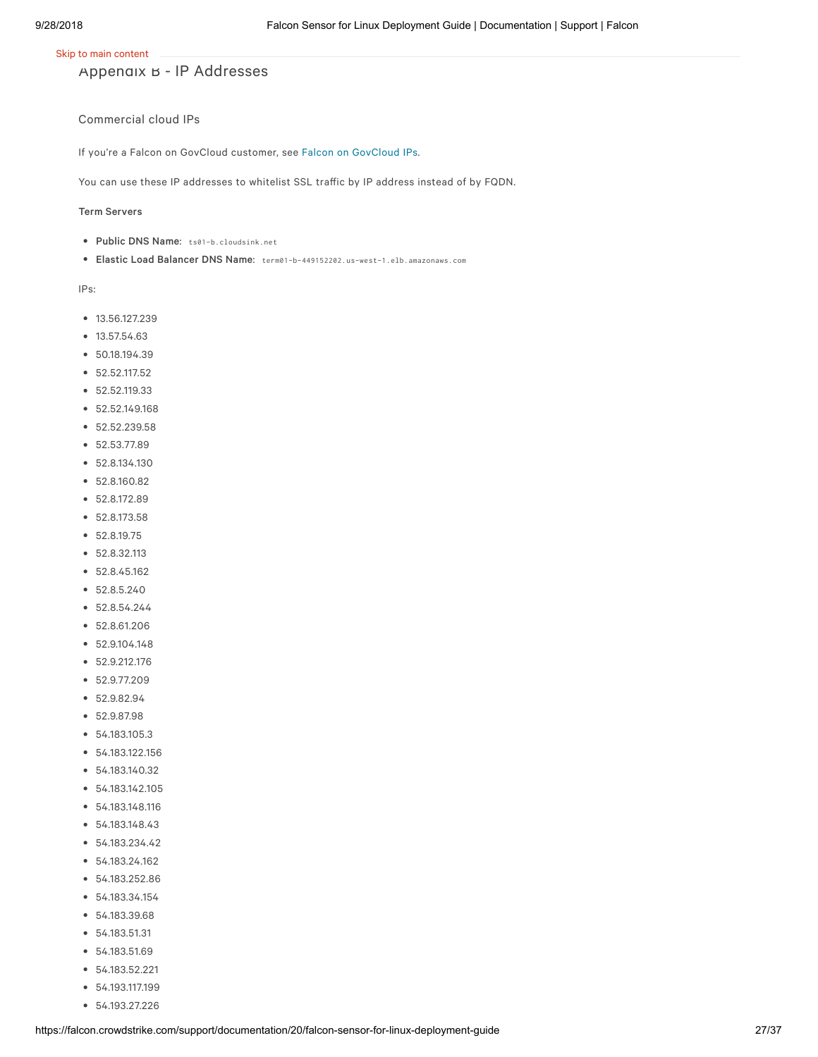## Appendix B - IP Addresses

### Commercial cloud IPs

If you're a Falcon on GovCloud customer, see Falcon on GovCloud IPs.

You can use these IP addresses to whitelist SSL traffic by IP address instead of by FQDN.

#### Term Servers

- **Public DNS Name:** `ts01-b.cloudsink.net`
- **Elastic Load Balancer DNS Name:** `term01-b-449152202.us-west-1.elb.amazonaws.com`

IPs:

- 13.56.127.239
- 13.57.54.63
- 50.18.194.39
- 52.52.117.52
- 52.52.119.33
- 52.52.149.168
- 52.52.239.58
- 52.53.77.89
- 52.8.134.130
- 52.8.160.82
- 52.8.172.89
- 52.8.173.58
- 52.8.19.75
- 52.8.32.113
- 52.8.45.162
- 52.8.5.240
- 52.8.54.244
- 52.8.61.206
- 52.9.104.148
- 52.9.212.176
- 52.9.77.209
- 52.9.82.94
- 52.9.87.98
- 54.183.105.3
- 54.183.122.156
- 54.183.140.32
- 54.183.142.105
- 54.183.148.116
- 54.183.148.43
- 54.183.234.42
- 54.183.24.162
- 54.183.252.86
- 54.183.34.154
- 54.183.39.68
- 54.183.51.31
- 54.183.51.69
- 54.183.52.221
- 54.193.117.199
- 54.193.27.226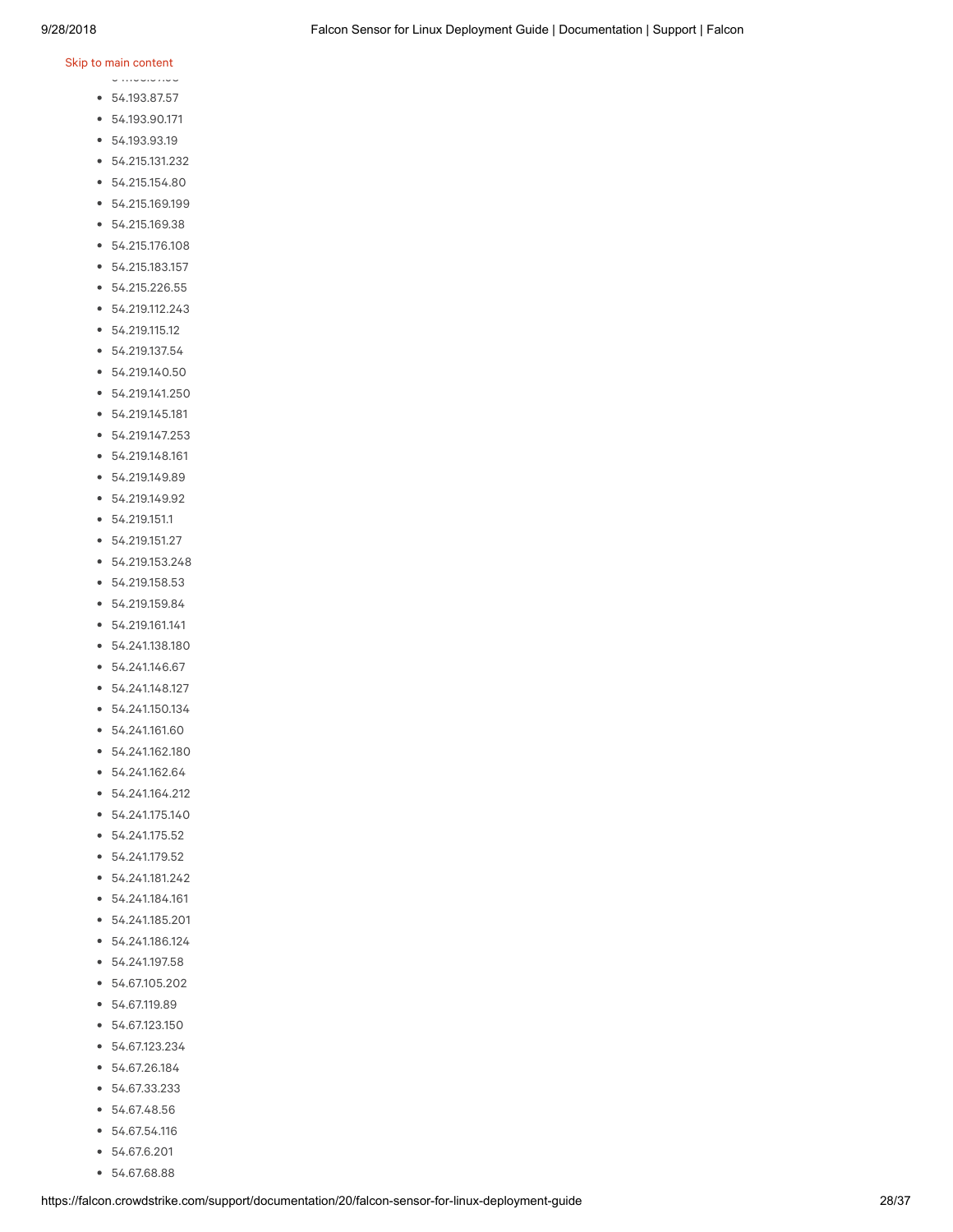- 54.193.87.57
- 54.193.90.171
- 54.193.93.19
- 54.215.131.232
- 54.215.154.80
- 54.215.169.199
- 54.215.169.38
- 54.215.176.108
- 54.215.183.157
- 54.215.226.55
- 54.219.112.243
- 54.219.115.12
- 54.219.137.54
- 54.219.140.50
- 54.219.141.250
- 54.219.145.181
- 54.219.147.253
- 54.219.148.161
- 54.219.149.89
- 54.219.149.92
- 54.219.151.1
- 54.219.151.27
- 54.219.153.248
- 54.219.158.53
- 54.219.159.84
- 54.219.161.141
- 54.241.138.180
- 54.241.146.67
- 54.241.148.127
- 54.241.150.134
- 54.241.161.60
- 54.241.162.180
- 54.241.162.64
- 54.241.164.212
- 54.241.175.140
- 54.241.175.52
- 54.241.179.52
- 54.241.181.242
- 54.241.184.161
- 54.241.185.201
- 54.241.186.124
- 54.241.197.58
- 54.67.105.202
- 54.67.119.89
- 54.67.123.150
- 54.67.123.234
- 54.67.26.184
- 54.67.33.233
- 54.67.48.56
- 54.67.54.116
- 54.67.6.201
- 54.67.68.88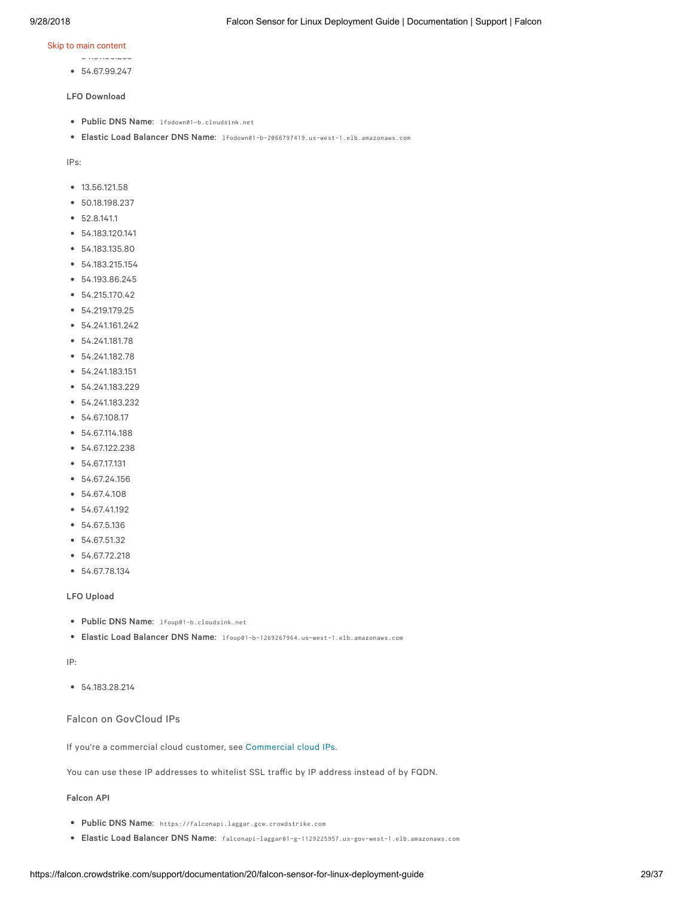- 54.67.99.247

**LFO Download**

- **Public DNS Name:** `lfodown01-b.cloudsink.net`
- **Elastic Load Balancer DNS Name:** `lfodown01-b-2066797419.us-west-1.elb.amazonaws.com`

IPs:

- 13.56.121.58
- 50.18.198.237
- 52.8.141.1
- 54.183.120.141
- 54.183.135.80
- 54.183.215.154
- 54.193.86.245
- 54.215.170.42
- 54.219.179.25
- 54.241.161.242
- 54.241.181.78
- 54.241.182.78
- 54.241.183.151
- 54.241.183.229
- 54.241.183.232
- 54.67.108.17
- 54.67.114.188
- 54.67.122.238
- 54.67.17.131
- 54.67.24.156
- 54.67.4.108
- 54.67.41.192
- 54.67.5.136
- 54.67.51.32
- 54.67.72.218
- 54.67.78.134

**LFO Upload**

- **Public DNS Name:** `lfoup01-b.cloudsink.net`
- **Elastic Load Balancer DNS Name:** `lfoup01-b-1269267964.us-west-1.elb.amazonaws.com`

IP:

- 54.183.28.214

### Falcon on GovCloud IPs

If you're a commercial cloud customer, see Commercial cloud IPs.

You can use these IP addresses to whitelist SSL traffic by IP address instead of by FQDN.

**Falcon API**

- **Public DNS Name:** `https://falconapi.laggar.gcw.crowdstrike.com`
- **Elastic Load Balancer DNS Name:** `falconapi-laggar01-g-1129225957.us-gov-west-1.elb.amazonaws.com`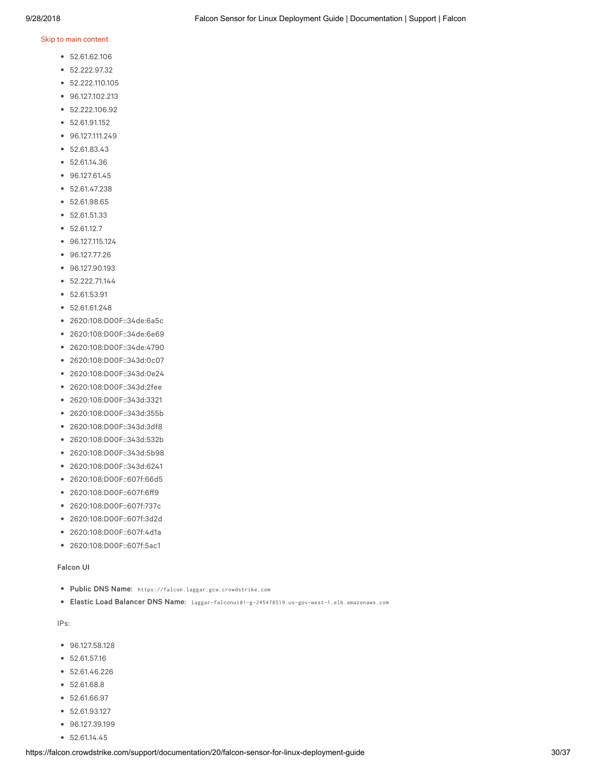- 52.61.62.106
- 52.222.97.32
- 52.222.110.105
- 96.127.102.213
- 52.222.106.92
- 52.61.91.152
- 96.127.111.249
- 52.61.83.43
- 52.61.14.36
- 96.127.61.45
- 52.61.47.238
- 52.61.98.65
- 52.61.51.33
- 52.61.12.7
- 96.127.115.124
- 96.127.77.26
- 96.127.90.193
- 52.222.71.144
- 52.61.53.91
- 52.61.61.248
- 2620:108:D00F::34de:6a5c
- 2620:108:D00F::34de:6e69
- 2620:108:D00F::34de:4790
- 2620:108:D00F::343d:0c07
- 2620:108:D00F::343d:0e24
- 2620:108:D00F::343d:2fee
- 2620:108:D00F::343d:3321
- 2620:108:D00F::343d:355b
- 2620:108:D00F::343d:3df8
- 2620:108:D00F::343d:532b
- 2620:108:D00F::343d:5b98
- 2620:108:D00F::343d:6241
- 2620:108:D00F::607f:66d5
- 2620:108:D00F::607f:6ff9
- 2620:108:D00F::607f:737c
- 2620:108:D00F::607f:3d2d
- 2620:108:D00F::607f:4d1a
- 2620:108:D00F::607f:5ac1

#### Falcon UI

- **Public DNS Name:** `https://falcon.laggar.gcw.crowdstrike.com`
- **Elastic Load Balancer DNS Name:** `laggar-falconui01-g-245478519.us-gov-west-1.elb.amazonaws.com`

IPs:

- 96.127.58.128
- 52.61.57.16
- 52.61.46.226
- 52.61.68.8
- 52.61.66.97
- 52.61.93.127
- 96.127.39.199
- 52.61.14.45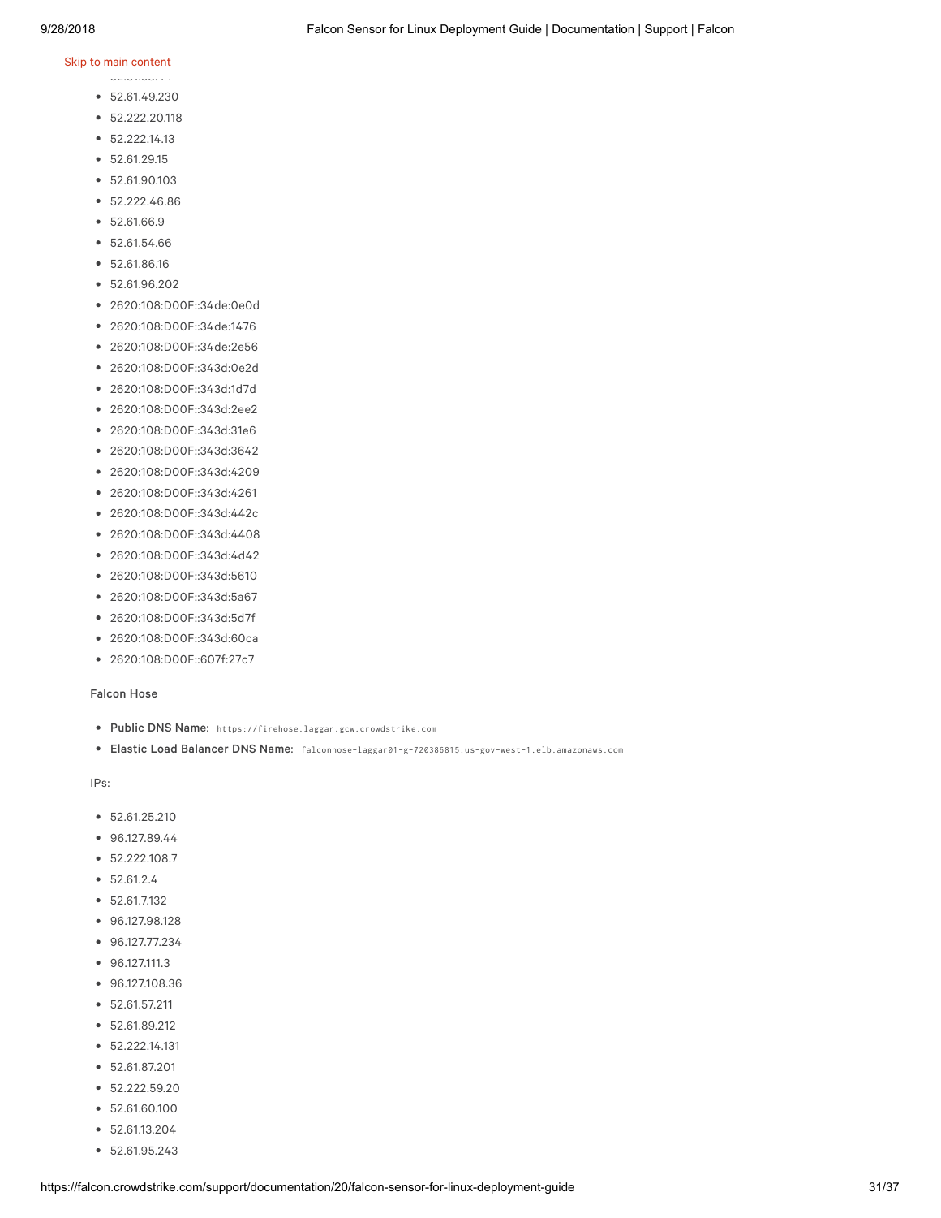- 52.61.49.230
- 52.222.20.118
- 52.222.14.13
- 52.61.29.15
- 52.61.90.103
- 52.222.46.86
- 52.61.66.9
- 52.61.54.66
- 52.61.86.16
- 52.61.96.202
- 2620:108:D00F::34de:0e0d
- 2620:108:D00F::34de:1476
- 2620:108:D00F::34de:2e56
- 2620:108:D00F::343d:0e2d
- 2620:108:D00F::343d:1d7d
- 2620:108:D00F::343d:2ee2
- 2620:108:D00F::343d:31e6
- 2620:108:D00F::343d:3642
- 2620:108:D00F::343d:4209
- 2620:108:D00F::343d:4261
- 2620:108:D00F::343d:442c
- 2620:108:D00F::343d:4408
- 2620:108:D00F::343d:4d42
- 2620:108:D00F::343d:5610
- 2620:108:D00F::343d:5a67
- 2620:108:D00F::343d:5d7f
- 2620:108:D00F::343d:60ca
- 2620:108:D00F::607f:27c7

#### Falcon Hose

- **Public DNS Name:** `https://firehose.laggar.gcw.crowdstrike.com`
- **Elastic Load Balancer DNS Name:** `falconhose-laggar01-g-720386815.us-gov-west-1.elb.amazonaws.com`

IPs:

- 52.61.25.210
- 96.127.89.44
- 52.222.108.7
- 52.61.2.4
- 52.61.7.132
- 96.127.98.128
- 96.127.77.234
- 96.127.111.3
- 96.127.108.36
- 52.61.57.211
- 52.61.89.212
- 52.222.14.131
- 52.61.87.201
- 52.222.59.20
- 52.61.60.100
- 52.61.13.204
- 52.61.95.243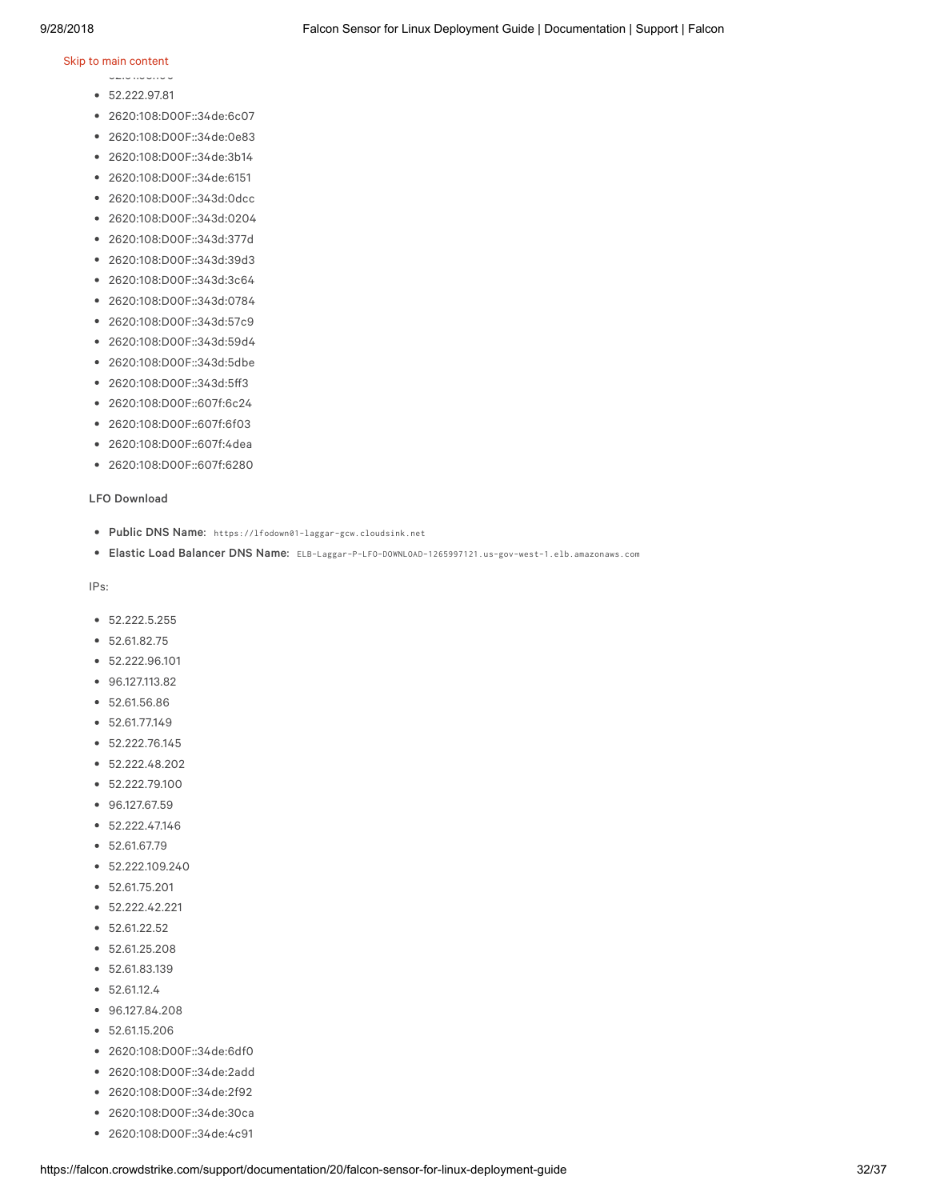- 52.222.97.81
- 2620:108:D00F::34de:6c07
- 2620:108:D00F::34de:0e83
- 2620:108:D00F::34de:3b14
- 2620:108:D00F::34de:6151
- 2620:108:D00F::343d:0dcc
- 2620:108:D00F::343d:0204
- 2620:108:D00F::343d:377d
- 2620:108:D00F::343d:39d3
- 2620:108:D00F::343d:3c64
- 2620:108:D00F::343d:0784
- 2620:108:D00F::343d:57c9
- 2620:108:D00F::343d:59d4
- 2620:108:D00F::343d:5dbe
- 2620:108:D00F::343d:5ff3
- 2620:108:D00F::607f:6c24
- 2620:108:D00F::607f:6f03
- 2620:108:D00F::607f:4dea
- 2620:108:D00F::607f:6280

#### LFO Download

- **Public DNS Name:** `https://lfodown01-laggar-gcw.cloudsink.net`
- **Elastic Load Balancer DNS Name:** `ELB-Laggar-P-LFO-DOWNLOAD-1265997121.us-gov-west-1.elb.amazonaws.com`

IPs:

- 52.222.5.255
- 52.61.82.75
- 52.222.96.101
- 96.127.113.82
- 52.61.56.86
- 52.61.77.149
- 52.222.76.145
- 52.222.48.202
- 52.222.79.100
- 96.127.67.59
- 52.222.47.146
- 52.61.67.79
- 52.222.109.240
- 52.61.75.201
- 52.222.42.221
- 52.61.22.52
- 52.61.25.208
- 52.61.83.139
- 52.61.12.4
- 96.127.84.208
- 52.61.15.206
- 2620:108:D00F::34de:6df0
- 2620:108:D00F::34de:2add
- 2620:108:D00F::34de:2f92
- 2620:108:D00F::34de:30ca
- 2620:108:D00F::34de:4c91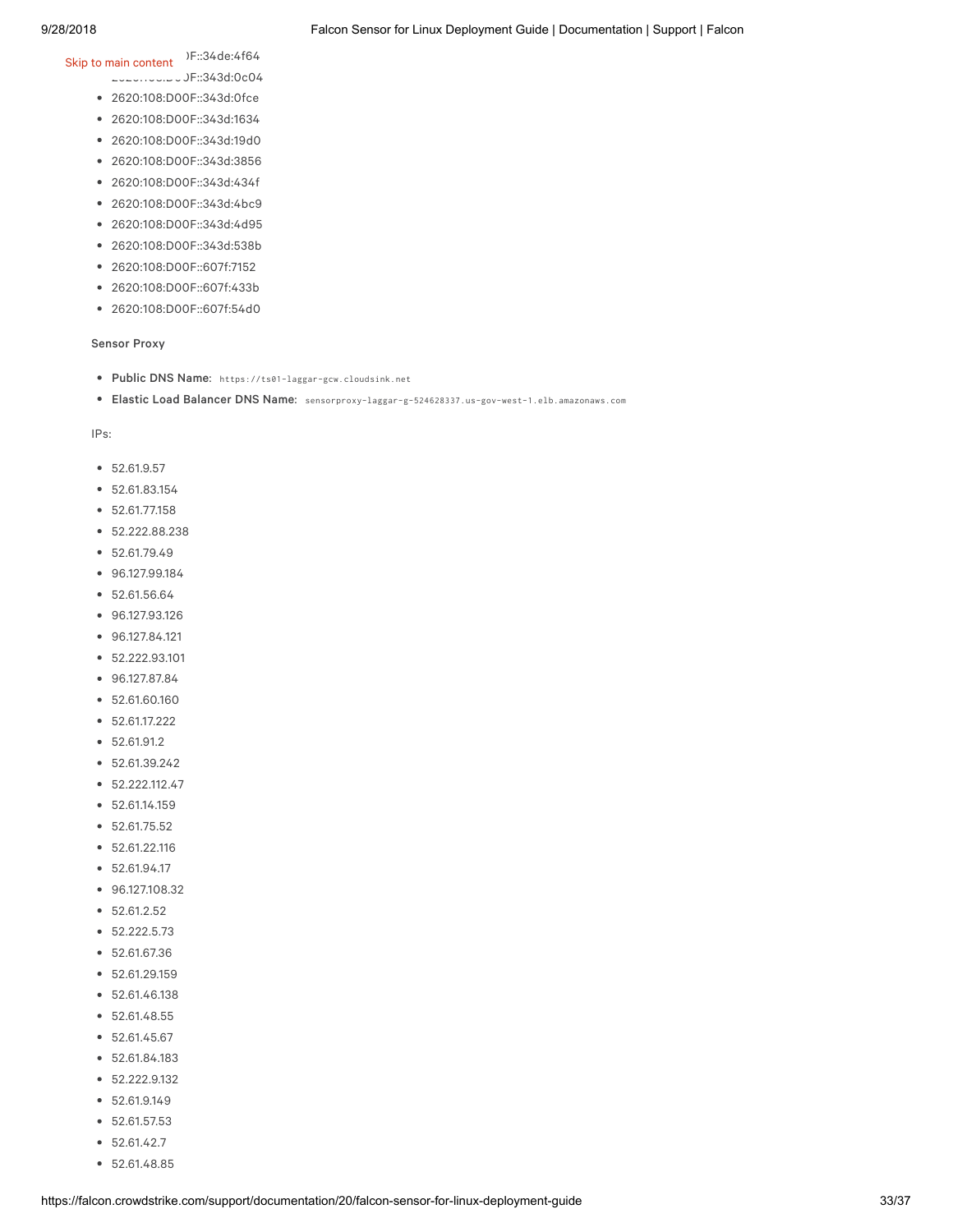- 2620:108:D00F::34de:4f64
- 2620:108:D00F::343d:0c04
- 2620:108:D00F::343d:0fce
- 2620:108:D00F::343d:1634
- 2620:108:D00F::343d:19d0
- 2620:108:D00F::343d:3856
- 2620:108:D00F::343d:434f
- 2620:108:D00F::343d:4bc9
- 2620:108:D00F::343d:4d95
- 2620:108:D00F::343d:538b
- 2620:108:D00F::607f:7152
- 2620:108:D00F::607f:433b
- 2620:108:D00F::607f:54d0

Sensor Proxy

- **Public DNS Name:** `https://ts01-laggar-gcw.cloudsink.net`
- **Elastic Load Balancer DNS Name:** `sensorproxy-laggar-g-524628337.us-gov-west-1.elb.amazonaws.com`

IPs:

- 52.61.9.57
- 52.61.83.154
- 52.61.77.158
- 52.222.88.238
- 52.61.79.49
- 96.127.99.184
- 52.61.56.64
- 96.127.93.126
- 96.127.84.121
- 52.222.93.101
- 96.127.87.84
- 52.61.60.160
- 52.61.17.222
- 52.61.91.2
- 52.61.39.242
- 52.222.112.47
- 52.61.14.159
- 52.61.75.52
- 52.61.22.116
- 52.61.94.17
- 96.127.108.32
- 52.61.2.52
- 52.222.5.73
- 52.61.67.36
- 52.61.29.159
- 52.61.46.138
- 52.61.48.55
- 52.61.45.67
- 52.61.84.183
- 52.222.9.132
- 52.61.9.149
- 52.61.57.53
- 52.61.42.7
- 52.61.48.85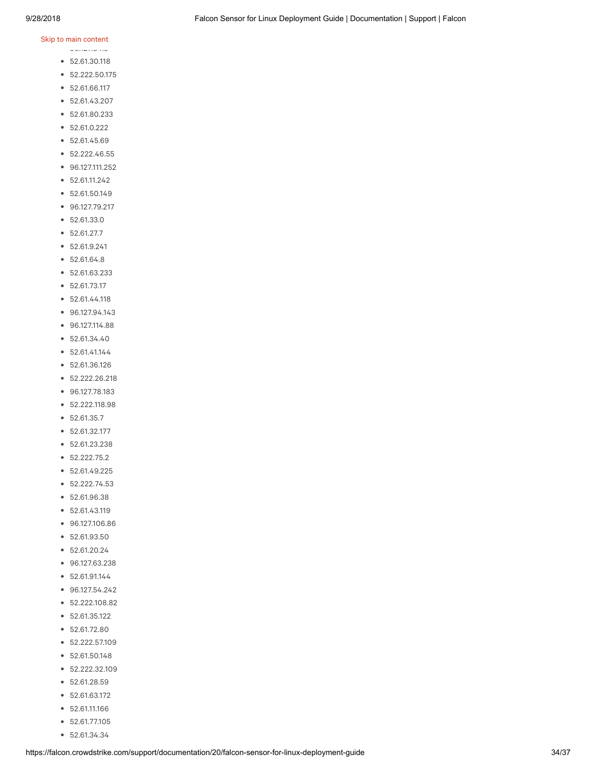- 52.61.30.118
- 52.222.50.175
- 52.61.66.117
- 52.61.43.207
- 52.61.80.233
- 52.61.0.222
- 52.61.45.69
- 52.222.46.55
- 96.127.111.252
- 52.61.11.242
- 52.61.50.149
- 96.127.79.217
- 52.61.33.0
- 52.61.27.7
- 52.61.9.241
- 52.61.64.8
- 52.61.63.233
- 52.61.73.17
- 52.61.44.118
- 96.127.94.143
- 96.127.114.88
- 52.61.34.40
- 52.61.41.144
- 52.61.36.126
- 52.222.26.218
- 96.127.78.183
- 52.222.118.98
- 52.61.35.7
- 52.61.32.177
- 52.61.23.238
- 52.222.75.2
- 52.61.49.225
- 52.222.74.53
- 52.61.96.38
- 52.61.43.119
- 96.127.106.86
- 52.61.93.50
- 52.61.20.24
- 96.127.63.238
- 52.61.91.144
- 96.127.54.242
- 52.222.108.82
- 52.61.35.122
- 52.61.72.80
- 52.222.57.109
- 52.61.50.148
- 52.222.32.109
- 52.61.28.59
- 52.61.63.172
- 52.61.11.166
- 52.61.77.105
- 52.61.34.34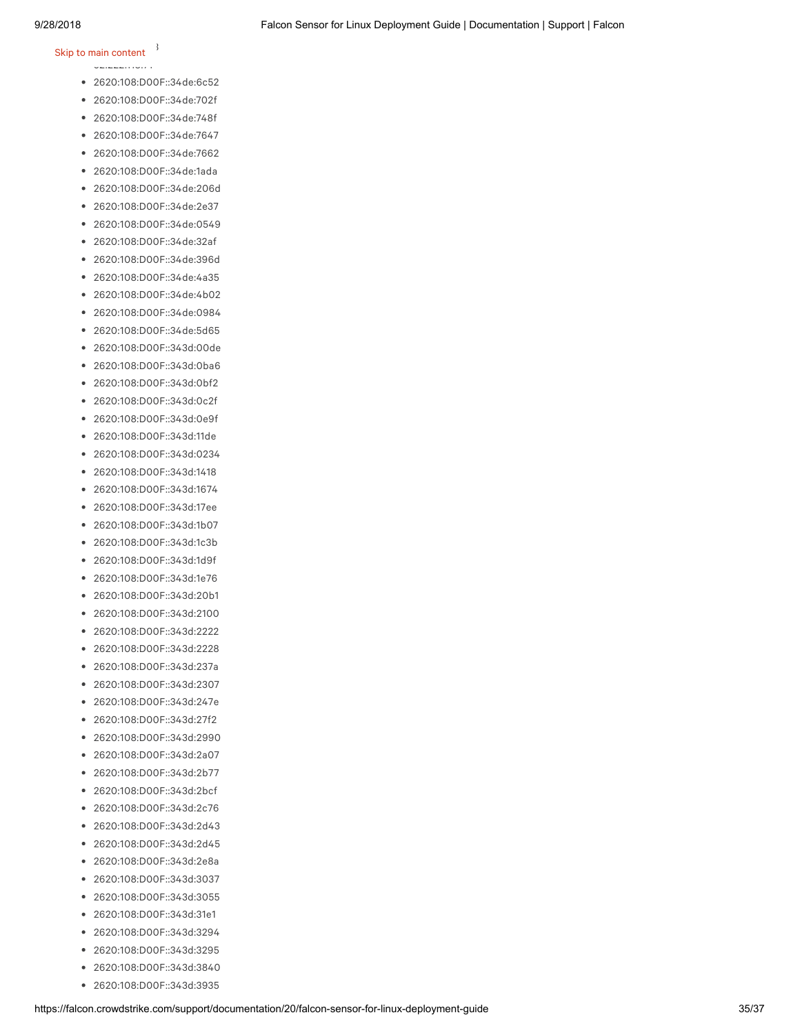- 2620:108:D00F::34de:6c52
- 2620:108:D00F::34de:702f
- 2620:108:D00F::34de:748f
- 2620:108:D00F::34de:7647
- 2620:108:D00F::34de:7662
- 2620:108:D00F::34de:1ada
- 2620:108:D00F::34de:206d
- 2620:108:D00F::34de:2e37
- 2620:108:D00F::34de:0549
- 2620:108:D00F::34de:32af
- 2620:108:D00F::34de:396d
- 2620:108:D00F::34de:4a35
- 2620:108:D00F::34de:4b02
- 2620:108:D00F::34de:0984
- 2620:108:D00F::34de:5d65
- 2620:108:D00F::343d:00de
- 2620:108:D00F::343d:0ba6
- 2620:108:D00F::343d:0bf2
- 2620:108:D00F::343d:0c2f
- 2620:108:D00F::343d:0e9f
- 2620:108:D00F::343d:11de
- 2620:108:D00F::343d:0234
- 2620:108:D00F::343d:1418
- 2620:108:D00F::343d:1674
- 2620:108:D00F::343d:17ee
- 2620:108:D00F::343d:1b07
- 2620:108:D00F::343d:1c3b
- 2620:108:D00F::343d:1d9f
- 2620:108:D00F::343d:1e76
- 2620:108:D00F::343d:20b1
- 2620:108:D00F::343d:2100
- 2620:108:D00F::343d:2222
- 2620:108:D00F::343d:2228
- 2620:108:D00F::343d:237a
- 2620:108:D00F::343d:2307
- 2620:108:D00F::343d:247e
- 2620:108:D00F::343d:27f2
- 2620:108:D00F::343d:2990
- 2620:108:D00F::343d:2a07
- 2620:108:D00F::343d:2b77
- 2620:108:D00F::343d:2bcf
- 2620:108:D00F::343d:2c76
- 2620:108:D00F::343d:2d43
- 2620:108:D00F::343d:2d45
- 2620:108:D00F::343d:2e8a
- 2620:108:D00F::343d:3037
- 2620:108:D00F::343d:3055
- 2620:108:D00F::343d:31e1
- 2620:108:D00F::343d:3294
- 2620:108:D00F::343d:3295
- 2620:108:D00F::343d:3840
- 2620:108:D00F::343d:3935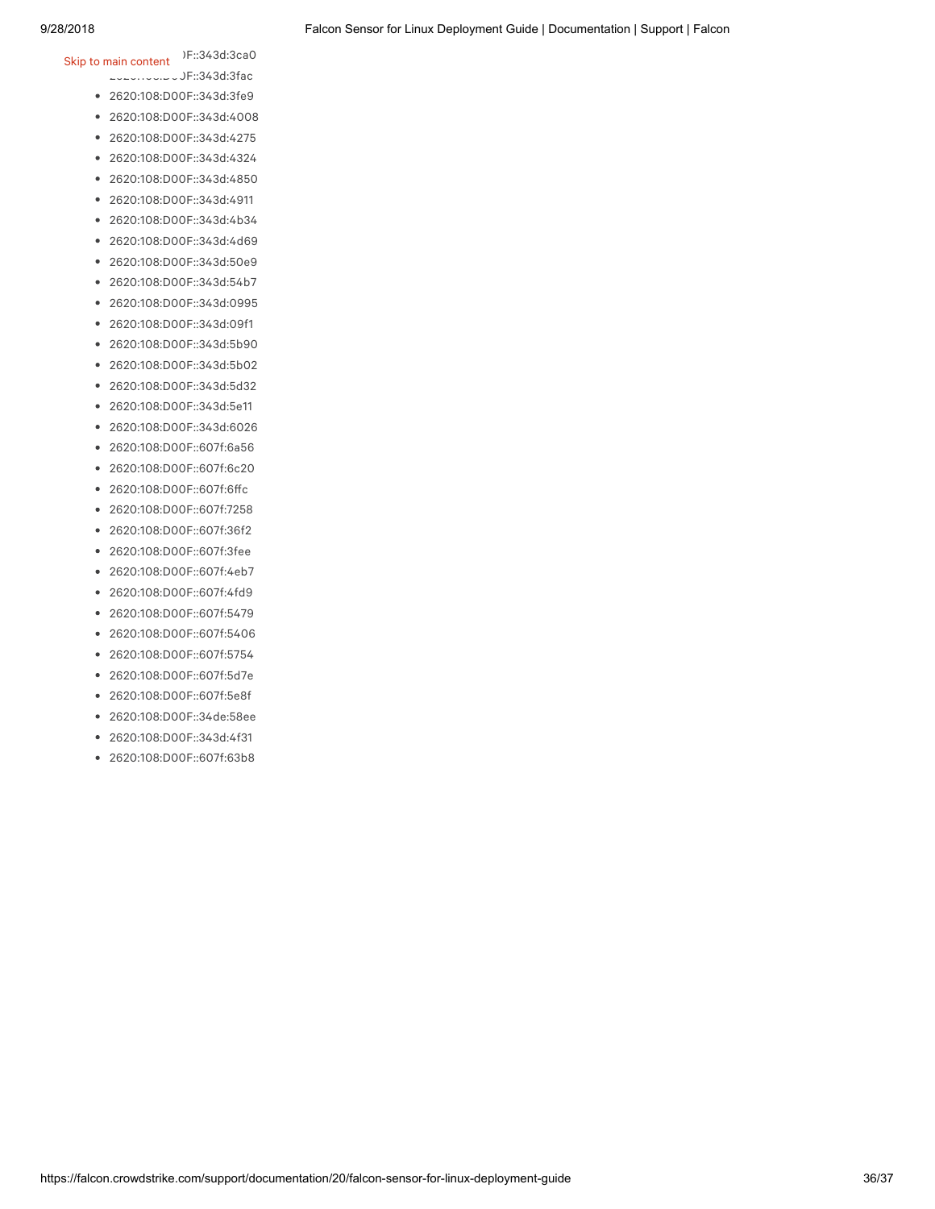- 2620:108:D00F::343d:3ca0
- 2620:108:D00F::343d:3fac
- 2620:108:D00F::343d:3fe9
- 2620:108:D00F::343d:4008
- 2620:108:D00F::343d:4275
- 2620:108:D00F::343d:4324
- 2620:108:D00F::343d:4850
- 2620:108:D00F::343d:4911
- 2620:108:D00F::343d:4b34
- 2620:108:D00F::343d:4d69
- 2620:108:D00F::343d:50e9
- 2620:108:D00F::343d:54b7
- 2620:108:D00F::343d:0995
- 2620:108:D00F::343d:09f1
- 2620:108:D00F::343d:5b90
- 2620:108:D00F::343d:5b02
- 2620:108:D00F::343d:5d32
- 2620:108:D00F::343d:5e11
- 2620:108:D00F::343d:6026
- 2620:108:D00F::607f:6a56
- 2620:108:D00F::607f:6c20
- 2620:108:D00F::607f:6ffc
- 2620:108:D00F::607f:7258
- 2620:108:D00F::607f:36f2
- 2620:108:D00F::607f:3fee
- 2620:108:D00F::607f:4eb7
- 2620:108:D00F::607f:4fd9
- 2620:108:D00F::607f:5479
- 2620:108:D00F::607f:5406
- 2620:108:D00F::607f:5754
- 2620:108:D00F::607f:5d7e
- 2620:108:D00F::607f:5e8f
- 2620:108:D00F::34de:58ee
- 2620:108:D00F::343d:4f31
- 2620:108:D00F::607f:63b8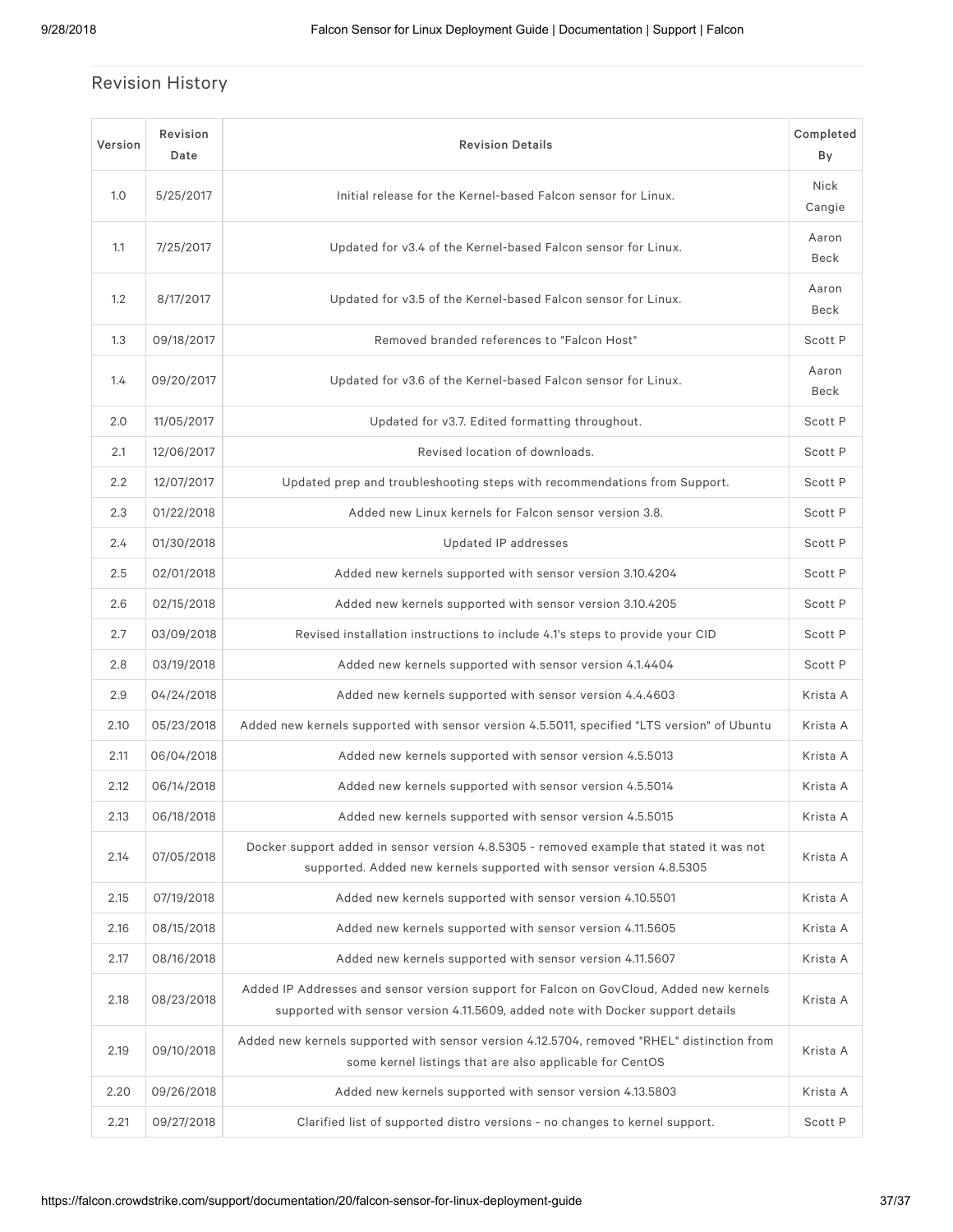## Revision History

| Version | Revision Date | Revision Details | Completed By |
|---|---|---|---|
| 1.0 | 5/25/2017 | Initial release for the Kernel-based Falcon sensor for Linux. | Nick Cangie |
| 1.1 | 7/25/2017 | Updated for v3.4 of the Kernel-based Falcon sensor for Linux. | Aaron Beck |
| 1.2 | 8/17/2017 | Updated for v3.5 of the Kernel-based Falcon sensor for Linux. | Aaron Beck |
| 1.3 | 09/18/2017 | Removed branded references to "Falcon Host" | Scott P |
| 1.4 | 09/20/2017 | Updated for v3.6 of the Kernel-based Falcon sensor for Linux. | Aaron Beck |
| 2.0 | 11/05/2017 | Updated for v3.7. Edited formatting throughout. | Scott P |
| 2.1 | 12/06/2017 | Revised location of downloads. | Scott P |
| 2.2 | 12/07/2017 | Updated prep and troubleshooting steps with recommendations from Support. | Scott P |
| 2.3 | 01/22/2018 | Added new Linux kernels for Falcon sensor version 3.8. | Scott P |
| 2.4 | 01/30/2018 | Updated IP addresses | Scott P |
| 2.5 | 02/01/2018 | Added new kernels supported with sensor version 3.10.4204 | Scott P |
| 2.6 | 02/15/2018 | Added new kernels supported with sensor version 3.10.4205 | Scott P |
| 2.7 | 03/09/2018 | Revised installation instructions to include 4.1's steps to provide your CID | Scott P |
| 2.8 | 03/19/2018 | Added new kernels supported with sensor version 4.1.4404 | Scott P |
| 2.9 | 04/24/2018 | Added new kernels supported with sensor version 4.4.4603 | Krista A |
| 2.10 | 05/23/2018 | Added new kernels supported with sensor version 4.5.5011, specified "LTS version" of Ubuntu | Krista A |
| 2.11 | 06/04/2018 | Added new kernels supported with sensor version 4.5.5013 | Krista A |
| 2.12 | 06/14/2018 | Added new kernels supported with sensor version 4.5.5014 | Krista A |
| 2.13 | 06/18/2018 | Added new kernels supported with sensor version 4.5.5015 | Krista A |
| 2.14 | 07/05/2018 | Docker support added in sensor version 4.8.5305 - removed example that stated it was not supported. Added new kernels supported with sensor version 4.8.5305 | Krista A |
| 2.15 | 07/19/2018 | Added new kernels supported with sensor version 4.10.5501 | Krista A |
| 2.16 | 08/15/2018 | Added new kernels supported with sensor version 4.11.5605 | Krista A |
| 2.17 | 08/16/2018 | Added new kernels supported with sensor version 4.11.5607 | Krista A |
| 2.18 | 08/23/2018 | Added IP Addresses and sensor version support for Falcon on GovCloud, Added new kernels supported with sensor version 4.11.5609, added note with Docker support details | Krista A |
| 2.19 | 09/10/2018 | Added new kernels supported with sensor version 4.12.5704, removed "RHEL" distinction from some kernel listings that are also applicable for CentOS | Krista A |
| 2.20 | 09/26/2018 | Added new kernels supported with sensor version 4.13.5803 | Krista A |
| 2.21 | 09/27/2018 | Clarified list of supported distro versions - no changes to kernel support. | Scott P |